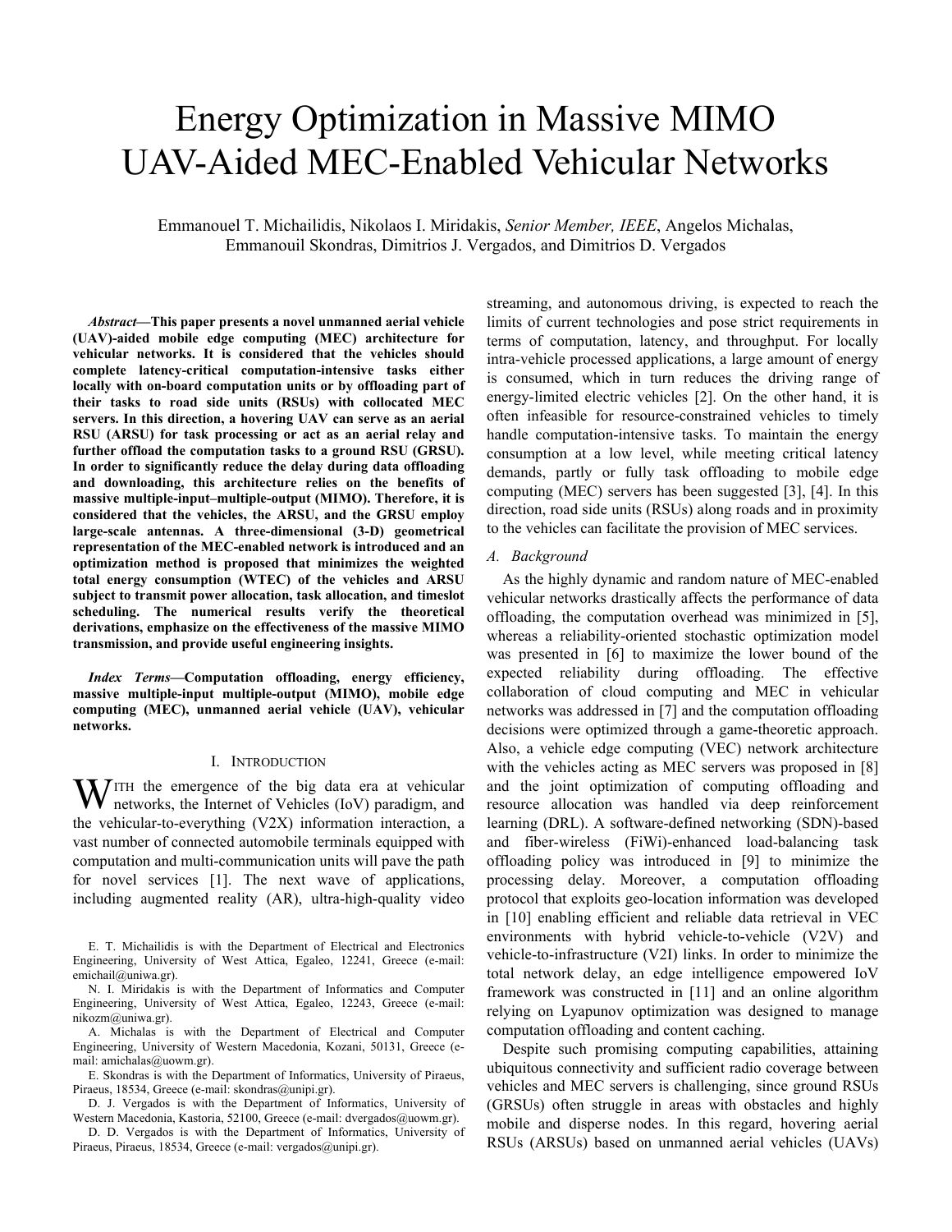# Energy Optimization in Massive MIMO UAV-Aided MEC-Enabled Vehicular Networks

Emmanouel T. Michailidis, Nikolaos I. Miridakis, *Senior Member, IEEE*, Angelos Michalas, Emmanouil Skondras, Dimitrios J. Vergados, and Dimitrios D. Vergados

***Abstract*—This paper presents a novel unmanned aerial vehicle (UAV)-aided mobile edge computing (MEC) architecture for vehicular networks. It is considered that the vehicles should complete latency-critical computation-intensive tasks either locally with on-board computation units or by offloading part of their tasks to road side units (RSUs) with collocated MEC servers. In this direction, a hovering UAV can serve as an aerial RSU (ARSU) for task processing or act as an aerial relay and further offload the computation tasks to a ground RSU (GRSU). In order to significantly reduce the delay during data offloading and downloading, this architecture relies on the benefits of massive multiple-input–multiple-output (MIMO). Therefore, it is considered that the vehicles, the ARSU, and the GRSU employ large-scale antennas. A three-dimensional (3-D) geometrical representation of the MEC-enabled network is introduced and an optimization method is proposed that minimizes the weighted total energy consumption (WTEC) of the vehicles and ARSU subject to transmit power allocation, task allocation, and timeslot scheduling. The numerical results verify the theoretical derivations, emphasize on the effectiveness of the massive MIMO transmission, and provide useful engineering insights.**

***Index Terms*—Computation offloading, energy efficiency, massive multiple-input multiple-output (MIMO), mobile edge computing (MEC), unmanned aerial vehicle (UAV), vehicular networks.**

## I. Introduction

With the emergence of the big data era at vehicular networks, the Internet of Vehicles (IoV) paradigm, and the vehicular-to-everything (V2X) information interaction, a vast number of connected automobile terminals equipped with computation and multi-communication units will pave the path for novel services [1]. The next wave of applications, including augmented reality (AR), ultra-high-quality video streaming, and autonomous driving, is expected to reach the limits of current technologies and pose strict requirements in terms of computation, latency, and throughput. For locally intra-vehicle processed applications, a large amount of energy is consumed, which in turn reduces the driving range of energy-limited electric vehicles [2]. On the other hand, it is often infeasible for resource-constrained vehicles to timely handle computation-intensive tasks. To maintain the energy consumption at a low level, while meeting critical latency demands, partly or fully task offloading to mobile edge computing (MEC) servers has been suggested [3], [4]. In this direction, road side units (RSUs) along roads and in proximity to the vehicles can facilitate the provision of MEC services.

### A. Background

As the highly dynamic and random nature of MEC-enabled vehicular networks drastically affects the performance of data offloading, the computation overhead was minimized in [5], whereas a reliability-oriented stochastic optimization model was presented in [6] to maximize the lower bound of the expected reliability during offloading. The effective collaboration of cloud computing and MEC in vehicular networks was addressed in [7] and the computation offloading decisions were optimized through a game-theoretic approach. Also, a vehicle edge computing (VEC) network architecture with the vehicles acting as MEC servers was proposed in [8] and the joint optimization of computing offloading and resource allocation was handled via deep reinforcement learning (DRL). A software-defined networking (SDN)-based and fiber-wireless (FiWi)-enhanced load-balancing task offloading policy was introduced in [9] to minimize the processing delay. Moreover, a computation offloading protocol that exploits geo-location information was developed in [10] enabling efficient and reliable data retrieval in VEC environments with hybrid vehicle-to-vehicle (V2V) and vehicle-to-infrastructure (V2I) links. In order to minimize the total network delay, an edge intelligence empowered IoV framework was constructed in [11] and an online algorithm relying on Lyapunov optimization was designed to manage computation offloading and content caching.

Despite such promising computing capabilities, attaining ubiquitous connectivity and sufficient radio coverage between vehicles and MEC servers is challenging, since ground RSUs (GRSUs) often struggle in areas with obstacles and highly mobile and disperse nodes. In this regard, hovering aerial RSUs (ARSUs) based on unmanned aerial vehicles (UAVs)

E. T. Michailidis is with the Department of Electrical and Electronics Engineering, University of West Attica, Egaleo, 12241, Greece (e-mail: emichail@uniwa.gr).

N. I. Miridakis is with the Department of Informatics and Computer Engineering, University of West Attica, Egaleo, 12243, Greece (e-mail: nikozm@uniwa.gr).

A. Michalas is with the Department of Electrical and Computer Engineering, University of Western Macedonia, Kozani, 50131, Greece (e-mail: amichalas@uowm.gr).

E. Skondras is with the Department of Informatics, University of Piraeus, Piraeus, 18534, Greece (e-mail: skondras@unipi.gr).

D. J. Vergados is with the Department of Informatics, University of Western Macedonia, Kastoria, 52100, Greece (e-mail: dvergados@uowm.gr).

D. D. Vergados is with the Department of Informatics, University of Piraeus, Piraeus, 18534, Greece (e-mail: vergados@unipi.gr).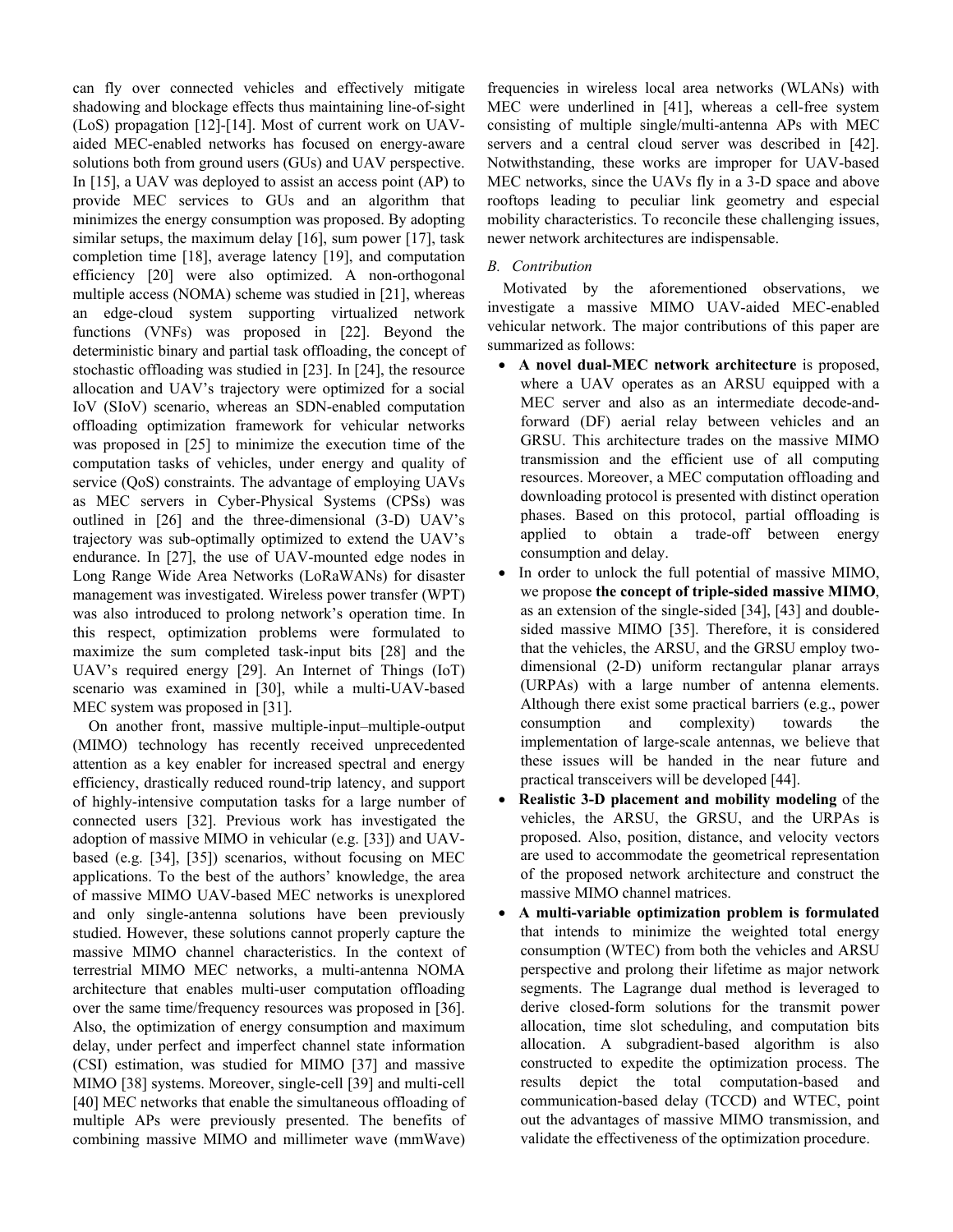can fly over connected vehicles and effectively mitigate shadowing and blockage effects thus maintaining line-of-sight (LoS) propagation [12]-[14]. Most of current work on UAV-aided MEC-enabled networks has focused on energy-aware solutions both from ground users (GUs) and UAV perspective. In [15], a UAV was deployed to assist an access point (AP) to provide MEC services to GUs and an algorithm that minimizes the energy consumption was proposed. By adopting similar setups, the maximum delay [16], sum power [17], task completion time [18], average latency [19], and computation efficiency [20] were also optimized. A non-orthogonal multiple access (NOMA) scheme was studied in [21], whereas an edge-cloud system supporting virtualized network functions (VNFs) was proposed in [22]. Beyond the deterministic binary and partial task offloading, the concept of stochastic offloading was studied in [23]. In [24], the resource allocation and UAV's trajectory were optimized for a social IoV (SIoV) scenario, whereas an SDN-enabled computation offloading optimization framework for vehicular networks was proposed in [25] to minimize the execution time of the computation tasks of vehicles, under energy and quality of service (QoS) constraints. The advantage of employing UAVs as MEC servers in Cyber-Physical Systems (CPSs) was outlined in [26] and the three-dimensional (3-D) UAV's trajectory was sub-optimally optimized to extend the UAV's endurance. In [27], the use of UAV-mounted edge nodes in Long Range Wide Area Networks (LoRaWANs) for disaster management was investigated. Wireless power transfer (WPT) was also introduced to prolong network's operation time. In this respect, optimization problems were formulated to maximize the sum completed task-input bits [28] and the UAV's required energy [29]. An Internet of Things (IoT) scenario was examined in [30], while a multi-UAV-based MEC system was proposed in [31].

On another front, massive multiple-input–multiple-output (MIMO) technology has recently received unprecedented attention as a key enabler for increased spectral and energy efficiency, drastically reduced round-trip latency, and support of highly-intensive computation tasks for a large number of connected users [32]. Previous work has investigated the adoption of massive MIMO in vehicular (e.g. [33]) and UAV-based (e.g. [34], [35]) scenarios, without focusing on MEC applications. To the best of the authors' knowledge, the area of massive MIMO UAV-based MEC networks is unexplored and only single-antenna solutions have been previously studied. However, these solutions cannot properly capture the massive MIMO channel characteristics. In the context of terrestrial MIMO MEC networks, a multi-antenna NOMA architecture that enables multi-user computation offloading over the same time/frequency resources was proposed in [36]. Also, the optimization of energy consumption and maximum delay, under perfect and imperfect channel state information (CSI) estimation, was studied for MIMO [37] and massive MIMO [38] systems. Moreover, single-cell [39] and multi-cell [40] MEC networks that enable the simultaneous offloading of multiple APs were previously presented. The benefits of combining massive MIMO and millimeter wave (mmWave) frequencies in wireless local area networks (WLANs) with MEC were underlined in [41], whereas a cell-free system consisting of multiple single/multi-antenna APs with MEC servers and a central cloud server was described in [42]. Notwithstanding, these works are improper for UAV-based MEC networks, since the UAVs fly in a 3-D space and above rooftops leading to peculiar link geometry and especial mobility characteristics. To reconcile these challenging issues, newer network architectures are indispensable.

### *B. Contribution*

Motivated by the aforementioned observations, we investigate a massive MIMO UAV-aided MEC-enabled vehicular network. The major contributions of this paper are summarized as follows:

- **A novel dual-MEC network architecture** is proposed, where a UAV operates as an ARSU equipped with a MEC server and also as an intermediate decode-and-forward (DF) aerial relay between vehicles and an GRSU. This architecture trades on the massive MIMO transmission and the efficient use of all computing resources. Moreover, a MEC computation offloading and downloading protocol is presented with distinct operation phases. Based on this protocol, partial offloading is applied to obtain a trade-off between energy consumption and delay.
- In order to unlock the full potential of massive MIMO, we propose **the concept of triple-sided massive MIMO**, as an extension of the single-sided [34], [43] and double-sided massive MIMO [35]. Therefore, it is considered that the vehicles, the ARSU, and the GRSU employ two-dimensional (2-D) uniform rectangular planar arrays (URPAs) with a large number of antenna elements. Although there exist some practical barriers (e.g., power consumption and complexity) towards the implementation of large-scale antennas, we believe that these issues will be handed in the near future and practical transceivers will be developed [44].
- **Realistic 3-D placement and mobility modeling** of the vehicles, the ARSU, the GRSU, and the URPAs is proposed. Also, position, distance, and velocity vectors are used to accommodate the geometrical representation of the proposed network architecture and construct the massive MIMO channel matrices.
- **A multi-variable optimization problem is formulated** that intends to minimize the weighted total energy consumption (WTEC) from both the vehicles and ARSU perspective and prolong their lifetime as major network segments. The Lagrange dual method is leveraged to derive closed-form solutions for the transmit power allocation, time slot scheduling, and computation bits allocation. A subgradient-based algorithm is also constructed to expedite the optimization process. The results depict the total computation-based and communication-based delay (TCCD) and WTEC, point out the advantages of massive MIMO transmission, and validate the effectiveness of the optimization procedure.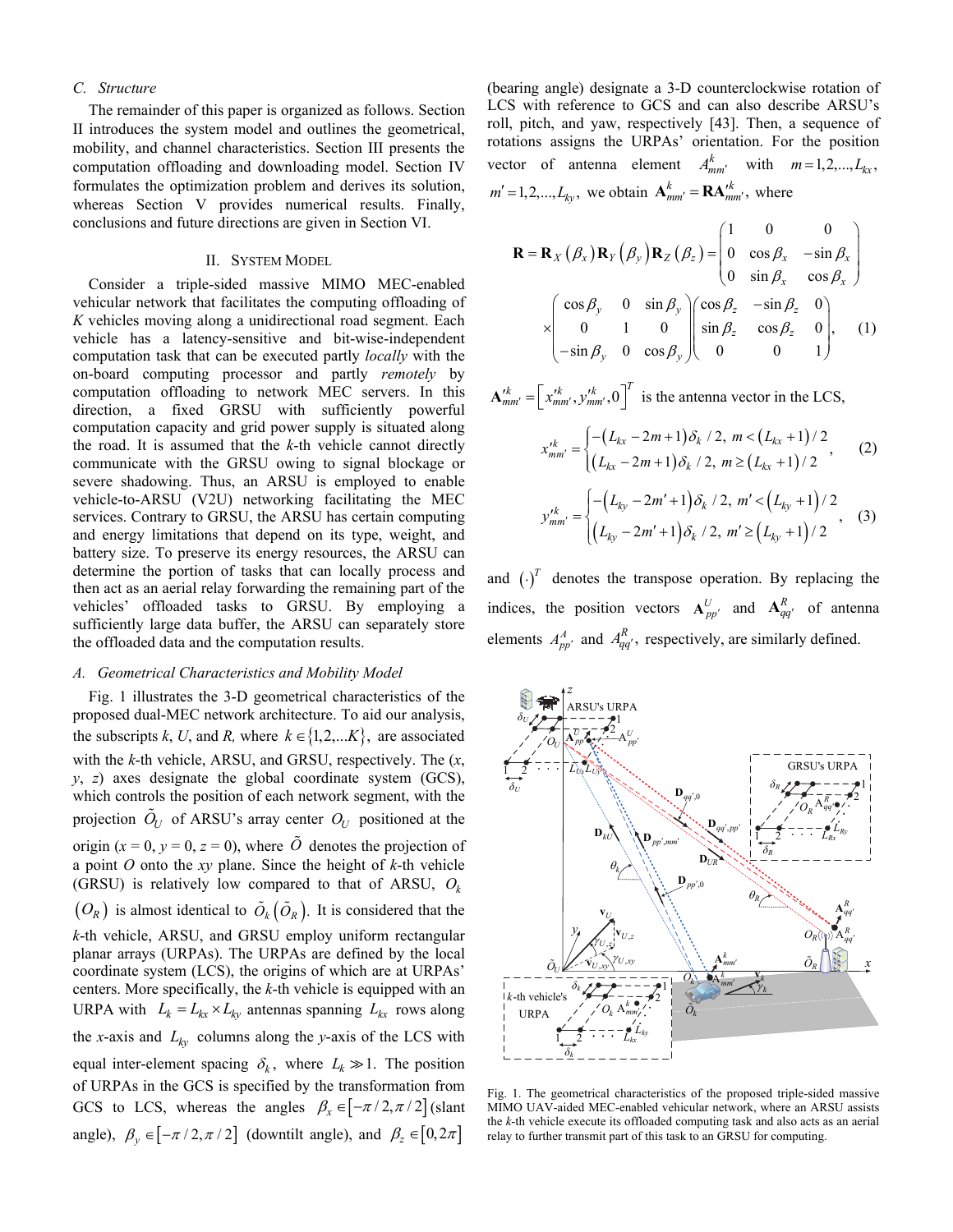### C. Structure

The remainder of this paper is organized as follows. Section II introduces the system model and outlines the geometrical, mobility, and channel characteristics. Section III presents the computation offloading and downloading model. Section IV formulates the optimization problem and derives its solution, whereas Section V provides numerical results. Finally, conclusions and future directions are given in Section VI.

## II. System Model

Consider a triple-sided massive MIMO MEC-enabled vehicular network that facilitates the computing offloading of $K$ vehicles moving along a unidirectional road segment. Each vehicle has a latency-sensitive and bit-wise-independent computation task that can be executed partly *locally* with the on-board computing processor and partly *remotely* by computation offloading to network MEC servers. In this direction, a fixed GRSU with sufficiently powerful computation capacity and grid power supply is situated along the road. It is assumed that the $k$-th vehicle cannot directly communicate with the GRSU owing to signal blockage or severe shadowing. Thus, an ARSU is employed to enable vehicle-to-ARSU (V2U) networking facilitating the MEC services. Contrary to GRSU, the ARSU has certain computing and energy limitations that depend on its type, weight, and battery size. To preserve its energy resources, the ARSU can determine the portion of tasks that can locally process and then act as an aerial relay forwarding the remaining part of the vehicles' offloaded tasks to GRSU. By employing a sufficiently large data buffer, the ARSU can separately store the offloaded data and the computation results.

### A. Geometrical Characteristics and Mobility Model

Fig. 1 illustrates the 3-D geometrical characteristics of the proposed dual-MEC network architecture. To aid our analysis, the subscripts $k$, $U$, and $R$, where $k \in \{1,2,...K\}$, are associated with the $k$-th vehicle, ARSU, and GRSU, respectively. The ($x$, $y$, $z$) axes designate the global coordinate system (GCS), which controls the position of each network segment, with the projection $\tilde{O}_U$ of ARSU's array center $O_U$ positioned at the origin ($x = 0$, $y = 0$, $z = 0$), where $\tilde{O}$ denotes the projection of a point $O$ onto the $xy$ plane. Since the height of $k$-th vehicle (GRSU) is relatively low compared to that of ARSU, $O_k$ $(O_R)$ is almost identical to $\tilde{O}_k$ $(\tilde{O}_R)$. It is considered that the $k$-th vehicle, ARSU, and GRSU employ uniform rectangular planar arrays (URPAs). The URPAs are defined by the local coordinate system (LCS), the origins of which are at URPAs' centers. More specifically, the $k$-th vehicle is equipped with an URPA with $L_k = L_{kx} \times L_{ky}$ antennas spanning $L_{kx}$ rows along the $x$-axis and $L_{ky}$ columns along the $y$-axis of the LCS with equal inter-element spacing $\delta_k$, where $L_k \gg 1$. The position of URPAs in the GCS is specified by the transformation from GCS to LCS, whereas the angles $\beta_x \in [-\pi/2, \pi/2]$ (slant angle), $\beta_y \in [-\pi/2, \pi/2]$ (downtilt angle), and $\beta_z \in [0, 2\pi]$ (bearing angle) designate a 3-D counterclockwise rotation of LCS with reference to GCS and can also describe ARSU's roll, pitch, and yaw, respectively [43]. Then, a sequence of rotations assigns the URPAs' orientation. For the position vector of antenna element $A^k_{mm'}$ with $m = 1,2,...,L_{kx}$, $m' = 1,2,...,L_{ky}$, we obtain $\mathbf{A}^k_{mm'} = \mathbf{R}\mathbf{A}'^k_{mm'}$, where

$$\mathbf{R} = \mathbf{R}_X(\beta_x)\mathbf{R}_Y(\beta_y)\mathbf{R}_Z(\beta_z) = \begin{pmatrix} 1 & 0 & 0 \\ 0 & \cos\beta_x & -\sin\beta_x \\ 0 & \sin\beta_x & \cos\beta_x \end{pmatrix} \times \begin{pmatrix} \cos\beta_y & 0 & \sin\beta_y \\ 0 & 1 & 0 \\ -\sin\beta_y & 0 & \cos\beta_y \end{pmatrix} \begin{pmatrix} \cos\beta_z & -\sin\beta_z & 0 \\ \sin\beta_z & \cos\beta_z & 0 \\ 0 & 0 & 1 \end{pmatrix}, \quad (1)$$

$\mathbf{A}'^k_{mm'} = \left[x'^k_{mm'}, y'^k_{mm'}, 0\right]^T$ is the antenna vector in the LCS,

$$x'^k_{mm'} = \begin{cases} -(L_{kx} - 2m + 1)\delta_k / 2, & m < (L_{kx} + 1)/2 \\ (L_{kx} - 2m + 1)\delta_k / 2, & m \geq (L_{kx} + 1)/2 \end{cases}, \quad (2)$$

$$y'^k_{mm'} = \begin{cases} -(L_{ky} - 2m' + 1)\delta_k / 2, & m' < (L_{ky} + 1)/2 \\ (L_{ky} - 2m' + 1)\delta_k / 2, & m' \geq (L_{ky} + 1)/2 \end{cases}, \quad (3)$$

and $(\cdot)^T$ denotes the transpose operation. By replacing the indices, the position vectors $\mathbf{A}^U_{pp'}$ and $\mathbf{A}^R_{qq'}$ of antenna elements $A^A_{pp'}$ and $A^R_{qq'}$, respectively, are similarly defined.

Fig. 1. The geometrical characteristics of the proposed triple-sided massive MIMO UAV-aided MEC-enabled vehicular network, where an ARSU assists the $k$-th vehicle execute its offloaded computing task and also acts as an aerial relay to further transmit part of this task to an GRSU for computing.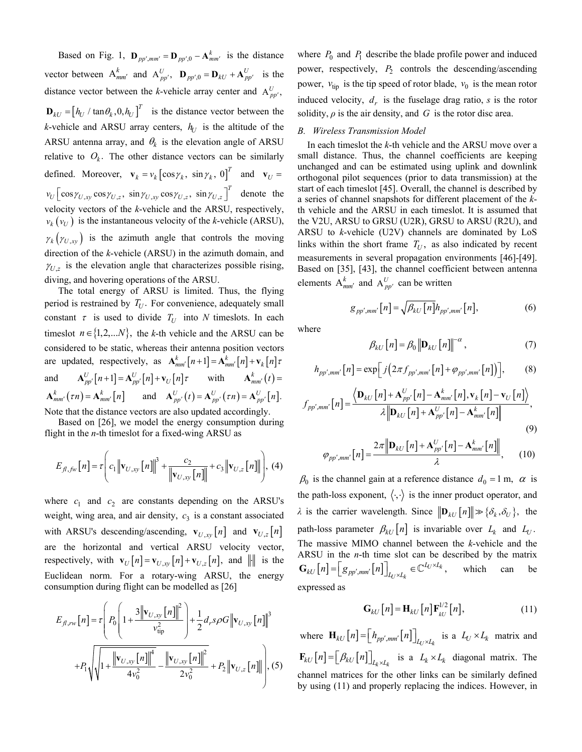Based on Fig. 1, $\mathbf{D}_{pp',mm'} = \mathbf{D}_{pp',0} - \mathbf{A}^k_{mm'}$ is the distance vector between $\mathrm{A}^k_{mm'}$ and $\mathrm{A}^U_{pp'}$, $\mathbf{D}_{pp',0} = \mathbf{D}_{kU} + \mathbf{A}^U_{pp'}$ is the distance vector between the *k*-vehicle array center and $\mathrm{A}^U_{pp'}$, $\mathbf{D}_{kU} = \left[h_U / \tan\theta_k, 0, h_U\right]^T$ is the distance vector between the *k*-vehicle and ARSU array centers, $h_U$ is the altitude of the ARSU antenna array, and $\theta_k$ is the elevation angle of ARSU relative to $O_k$. The other distance vectors can be similarly defined. Moreover, $\mathbf{v}_k = v_k\left[\cos\gamma_k,\ \sin\gamma_k,\ 0\right]^T$ and $\mathbf{v}_U = v_U\left[\cos\gamma_{U,xy}\cos\gamma_{U,z},\ \sin\gamma_{U,xy}\cos\gamma_{U,z},\ \sin\gamma_{U,z}\right]^T$ denote the velocity vectors of the *k*-vehicle and the ARSU, respectively, $v_k\left(v_U\right)$ is the instantaneous velocity of the *k*-vehicle (ARSU), $\gamma_k\left(\gamma_{U,xy}\right)$ is the azimuth angle that controls the moving direction of the *k*-vehicle (ARSU) in the azimuth domain, and $\gamma_{U,z}$ is the elevation angle that characterizes possible rising, diving, and hovering operations of the ARSU.

The total energy of ARSU is limited. Thus, the flying period is restrained by $T_U$. For convenience, adequately small constant $\tau$ is used to divide $T_U$ into $N$ timeslots. In each timeslot $n \in \{1,2,...N\}$, the *k*-th vehicle and the ARSU can be considered to be static, whereas their antenna position vectors are updated, respectively, as $\mathbf{A}^k_{mm'}[n+1] = \mathbf{A}^k_{mm'}[n] + \mathbf{v}_k[n]\tau$ and $\mathbf{A}^U_{pp'}[n+1] = \mathbf{A}^U_{pp'}[n] + \mathbf{v}_U[n]\tau$ with $\mathbf{A}^k_{mm'}(t) = \mathbf{A}^k_{mm'}(\tau n) = \mathbf{A}^k_{mm'}[n]$ and $\mathbf{A}^U_{pp'}(t) = \mathbf{A}^U_{pp'}(\tau n) = \mathbf{A}^U_{pp'}[n]$. Note that the distance vectors are also updated accordingly.

Based on [26], we model the energy consumption during flight in the *n*-th timeslot for a fixed-wing ARSU as

$$E_{fl,fw}[n] = \tau\left(c_1\left\|\mathbf{v}_{U,xy}[n]\right\|^3 + \frac{c_2}{\left\|\mathbf{v}_{U,xy}[n]\right\|} + c_3\left\|\mathbf{v}_{U,z}[n]\right\|\right), \quad (4)$$

where $c_1$ and $c_2$ are constants depending on the ARSU's weight, wing area, and air density, $c_3$ is a constant associated with ARSU's descending/ascending, $\mathbf{v}_{U,xy}[n]$ and $\mathbf{v}_{U,z}[n]$ are the horizontal and vertical ARSU velocity vector, respectively, with $\mathbf{v}_U[n] = \mathbf{v}_{U,xy}[n] + \mathbf{v}_{U,z}[n]$, and $\|\cdot\|$ is the Euclidean norm. For a rotary-wing ARSU, the energy consumption during flight can be modelled as [26]

$$E_{fl,rw}[n] = \tau\left(P_0\left(1 + \frac{3\left\|\mathbf{v}_{U,xy}[n]\right\|^2}{v_{\mathrm{tip}}^2}\right) + \frac{1}{2}d_r s\rho G\left\|\mathbf{v}_{U,xy}[n]\right\|^3 + P_1\sqrt{\sqrt{1 + \frac{\left\|\mathbf{v}_{U,xy}[n]\right\|^4}{4v_0^2}} - \frac{\left\|\mathbf{v}_{U,xy}[n]\right\|^2}{2v_0^2}} + P_2\left\|\mathbf{v}_{U,z}[n]\right\|\right), \quad (5)$$

where $P_0$ and $P_1$ describe the blade profile power and induced power, respectively, $P_2$ controls the descending/ascending power, $v_{\mathrm{tip}}$ is the tip speed of rotor blade, $v_0$ is the mean rotor induced velocity, $d_r$ is the fuselage drag ratio, $s$ is the rotor solidity, $\rho$ is the air density, and $G$ is the rotor disc area.

## B. Wireless Transmission Model

In each timeslot the *k*-th vehicle and the ARSU move over a small distance. Thus, the channel coefficients are keeping unchanged and can be estimated using uplink and downlink orthogonal pilot sequences (prior to data transmission) at the start of each timeslot [45]. Overall, the channel is described by a series of channel snapshots for different placement of the *k*-th vehicle and the ARSU in each timeslot. It is assumed that the V2U, ARSU to GRSU (U2R), GRSU to ARSU (R2U), and ARSU to *k*-vehicle (U2V) channels are dominated by LoS links within the short frame $T_U$, as also indicated by recent measurements in several propagation environments [46]-[49]. Based on [35], [43], the channel coefficient between antenna elements $\mathrm{A}^k_{mm'}$ and $\mathrm{A}^U_{pp'}$ can be written

$$g_{pp',mm'}[n] = \sqrt{\beta_{kU}[n]}\,h_{pp',mm'}[n], \quad (6)$$

where

$$\beta_{kU}[n] = \beta_0\left\|\mathbf{D}_{kU}[n]\right\|^{-\alpha}, \quad (7)$$

$$h_{pp',mm'}[n] = \exp\left[j\left(2\pi f_{pp',mm'}[n] + \varphi_{pp',mm'}[n]\right)\right], \quad (8)$$

$$f_{pp',mm'}[n] = \frac{\left\langle \mathbf{D}_{kU}[n] + \mathbf{A}^U_{pp'}[n] - \mathbf{A}^k_{mm'}[n], \mathbf{v}_k[n] - \mathbf{v}_U[n]\right\rangle}{\lambda\left\|\mathbf{D}_{kU}[n] + \mathbf{A}^U_{pp'}[n] - \mathbf{A}^k_{mm'}[n]\right\|}, \quad (9)$$

$$\varphi_{pp',mm'}[n] = \frac{2\pi\left\|\mathbf{D}_{kU}[n] + \mathbf{A}^U_{pp'}[n] - \mathbf{A}^k_{mm'}[n]\right\|}{\lambda}, \quad (10)$$

$\beta_0$ is the channel gain at a reference distance $d_0 = 1$ m, $\alpha$ is the path-loss exponent, $\langle\cdot,\cdot\rangle$ is the inner product operator, and $\lambda$ is the carrier wavelength. Since $\left\|\mathbf{D}_{kU}[n]\right\| \gg \{\delta_k, \delta_U\}$, the path-loss parameter $\beta_{kU}[n]$ is invariable over $L_k$ and $L_U$. The massive MIMO channel between the *k*-vehicle and the ARSU in the *n*-th time slot can be described by the matrix $\mathbf{G}_{kU}[n] = \left[g_{pp',mm'}[n]\right]_{L_U \times L_k} \in \mathbb{C}^{L_U \times L_k}$, which can be expressed as

$$\mathbf{G}_{kU}[n] = \mathbf{H}_{kU}[n]\mathbf{F}^{1/2}_{kU}[n], \quad (11)$$

where $\mathbf{H}_{kU}[n] = \left[h_{pp',mm'}[n]\right]_{L_U \times L_k}$ is a $L_U \times L_k$ matrix and $\mathbf{F}_{kU}[n] = \left[\beta_{kU}[n]\right]_{L_k \times L_k}$ is a $L_k \times L_k$ diagonal matrix. The channel matrices for the other links can be similarly defined by using (11) and properly replacing the indices. However, in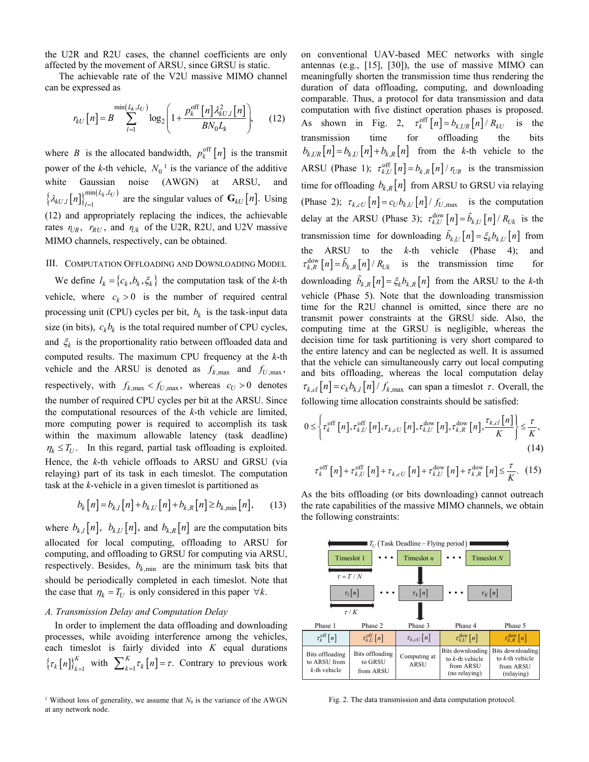the U2R and R2U cases, the channel coefficients are only affected by the movement of ARSU, since GRSU is static.

The achievable rate of the V2U massive MIMO channel can be expressed as

$$r_{kU}[n] = B \sum_{l=1}^{\min(L_k, L_U)} \log_2\left(1 + \frac{p_k^{\text{off}}[n]\lambda_{kU,l}^2[n]}{BN_0 L_k}\right), \quad (12)$$

where $B$ is the allocated bandwidth, $p_k^{\text{off}}[n]$ is the transmit power of the $k$-th vehicle, $N_0$ [1] is the variance of the additive white Gaussian noise (AWGN) at ARSU, and $\left\{\lambda_{kU,l}[n]\right\}_{l=1}^{\min(L_k,L_U)}$ are the singular values of $\mathbf{G}_{kU}[n]$. Using (12) and appropriately replacing the indices, the achievable rates $r_{UR}$, $r_{RU}$, and $r_{Uk}$ of the U2R, R2U, and U2V massive MIMO channels, respectively, can be obtained.

## III. Computation Offloading and Downloading Model

We define $l_k = \{c_k, b_k, \xi_k\}$ the computation task of the $k$-th vehicle, where $c_k > 0$ is the number of required central processing unit (CPU) cycles per bit, $b_k$ is the task-input data size (in bits), $c_k b_k$ is the total required number of CPU cycles, and $\xi_k$ is the proportionality ratio between offloaded data and computed results. The maximum CPU frequency at the $k$-th vehicle and the ARSU is denoted as $f_{k,\max}$ and $f_{U,\max}$, respectively, with $f_{k,\max} < f_{U,\max}$, whereas $c_U > 0$ denotes the number of required CPU cycles per bit at the ARSU. Since the computational resources of the $k$-th vehicle are limited, more computing power is required to accomplish its task within the maximum allowable latency (task deadline) $\eta_k \le T_U$. In this regard, partial task offloading is exploited. Hence, the $k$-th vehicle offloads to ARSU and GRSU (via relaying) part of its task in each timeslot. The computation task at the $k$-vehicle in a given timeslot is partitioned as

$$b_k[n] = b_{k,l}[n] + b_{k,U}[n] + b_{k,R}[n] \ge b_{k,\min}[n], \quad (13)$$

where $b_{k,l}[n]$, $b_{k,U}[n]$, and $b_{k,R}[n]$ are the computation bits allocated for local computing, offloading to ARSU for computing, and offloading to GRSU for computing via ARSU, respectively. Besides, $b_{k,\min}$ are the minimum task bits that should be periodically completed in each timeslot. Note that the case that $\eta_k = T_U$ is only considered in this paper $\forall k$.

### A. Transmission Delay and Computation Delay

In order to implement the data offloading and downloading processes, while avoiding interference among the vehicles, each timeslot is fairly divided into $K$ equal durations $\{\tau_k[n]\}_{k=1}^{K}$ with $\sum_{k=1}^{K}\tau_k[n] = \tau$. Contrary to previous work on conventional UAV-based MEC networks with single antennas (e.g., [15], [30]), the use of massive MIMO can meaningfully shorten the transmission time thus rendering the duration of data offloading, computing, and downloading comparable. Thus, a protocol for data transmission and data computation with five distinct operation phases is proposed. As shown in Fig. 2, $\tau_k^{\text{off}}[n] = b_{k,UR}[n]/R_{kU}$ is the transmission time for offloading the bits $b_{k,UR}[n] = b_{k,U}[n] + b_{k,R}[n]$ from the $k$-th vehicle to the ARSU (Phase 1); $\tau_{k,U}^{\text{off}}[n] = b_{k,R}[n]/r_{UR}$ is the transmission time for offloading $b_{k,R}[n]$ from ARSU to GRSU via relaying (Phase 2); $\tau_{k,cU}[n] = c_U b_{k,U}[n]/f_{U,\max}$ is the computation delay at the ARSU (Phase 3); $\tau_{k,U}^{\text{dow}}[n] = \tilde{b}_{k,U}[n]/R_{Uk}$ is the transmission time for downloading $\tilde{b}_{k,U}[n] = \xi_k b_{k,U}[n]$ from the ARSU to the $k$-th vehicle (Phase 4); and $\tau_{k,R}^{\text{dow}}[n] = \tilde{b}_{k,R}[n]/R_{Uk}$ is the transmission time for downloading $\tilde{b}_{k,R}[n] = \xi_k b_{k,R}[n]$ from the ARSU to the $k$-th vehicle (Phase 5). Note that the downloading transmission time for the R2U channel is omitted, since there are no transmit power constraints at the GRSU side. Also, the computing time at the GRSU is negligible, whereas the decision time for task partitioning is very short compared to the entire latency and can be neglected as well. It is assumed that the vehicle can simultaneously carry out local computing and bits offloading, whereas the local computation delay $\tau_{k,cl}[n] = c_k b_{k,l}[n]/f_{k,\max}$ can span a timeslot $\tau$. Overall, the following time allocation constraints should be satisfied:

$$0 \le \left\{\tau_k^{\text{off}}[n], \tau_{k,U}^{\text{off}}[n], \tau_{k,cU}[n], \tau_{k,U}^{\text{dow}}[n], \tau_{k,R}^{\text{dow}}[n], \frac{\tau_{k,cl}[n]}{K}\right\} \le \frac{\tau}{K}, \quad (14)$$

$$\tau_k^{\text{off}}[n] + \tau_{k,U}^{\text{off}}[n] + \tau_{k,cU}[n] + \tau_{k,U}^{\text{dow}}[n] + \tau_{k,R}^{\text{dow}}[n] \le \frac{\tau}{K}. \quad (15)$$

As the bits offloading (or bits downloading) cannot outreach the rate capabilities of the massive MIMO channels, we obtain the following constraints:

$T_U$ (Task Deadline – Flying period)

| Timeslot 1 | • • • | Timeslot $n$ | • • • | Timeslot $N$ |
|---|---|---|---|---|

$\tau = T/N$

| $\tau_1[n]$ | • • • | $\tau_k[n]$ | • • • | $\tau_K[n]$ |
|---|---|---|---|---|

$\tau/K$

| Phase 1 | Phase 2 | Phase 3 | Phase 4 | Phase 5 |
|---|---|---|---|---|
| $\tau_k^{\text{off}}[n]$ | $\tau_{k,U}^{\text{off}}[n]$ | $\tau_{k,cU}[n]$ | $\tau_{k,U}^{\text{dow}}[n]$ | $\tau_{k,R}^{\text{dow}}[n]$ |
| Bits offloading to ARSU from $k$-th vehicle | Bits offloading to GRSU from ARSU | Computing at ARSU | Bits downloading to $k$-th vehicle from ARSU (no relaying) | Bits downloading to $k$-th vehicle from ARSU (relaying) |

Fig. 2. The data transmission and data computation protocol.

[1] Without loss of generality, we assume that $N_0$ is the variance of the AWGN at any network node.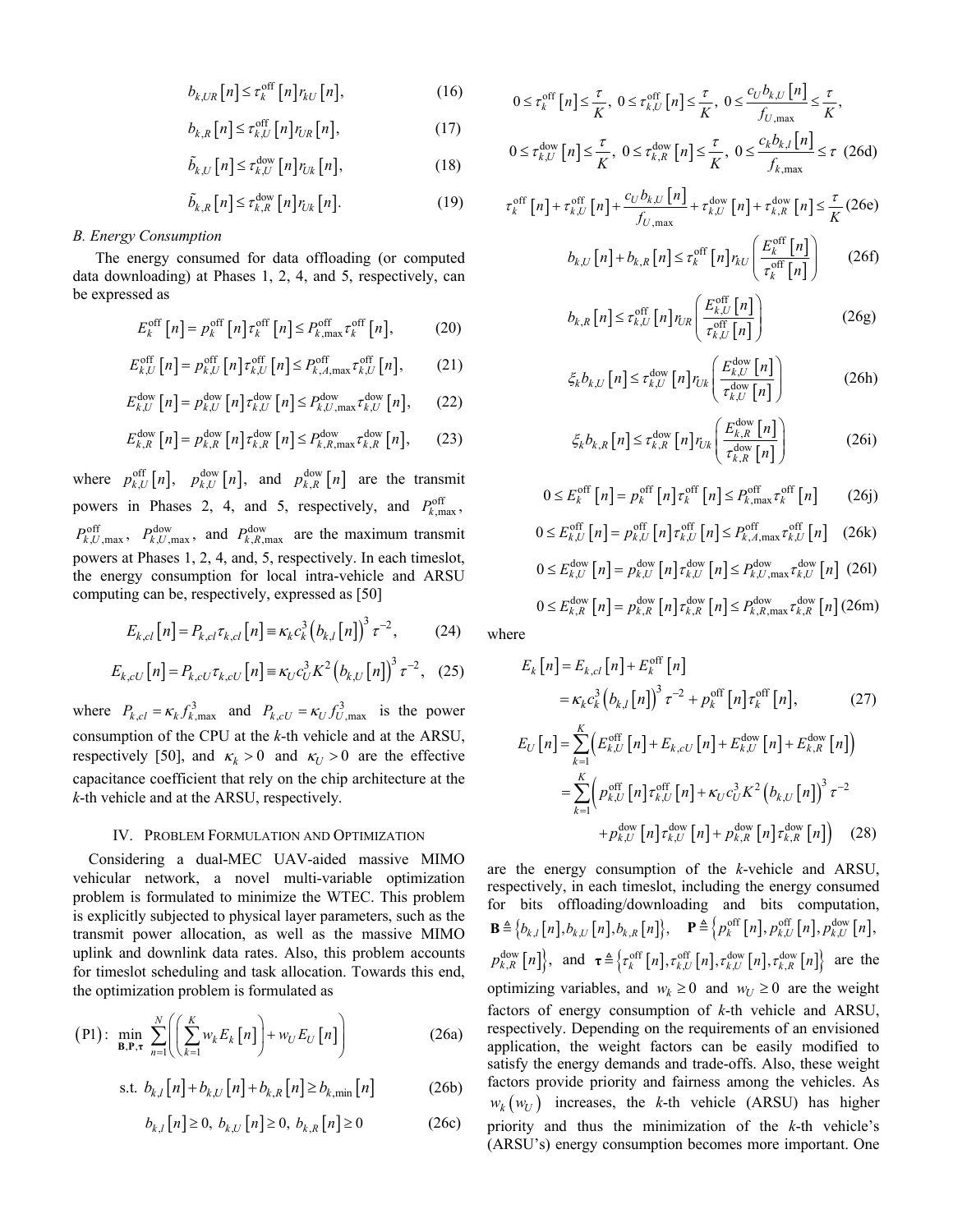$$b_{k,UR}[n] \le \tau_k^{\text{off}}[n] r_{kU}[n], \tag{16}$$

$$b_{k,R}[n] \le \tau_{k,U}^{\text{off}}[n] r_{UR}[n], \tag{17}$$

$$\tilde{b}_{k,U}[n] \le \tau_{k,U}^{\text{dow}}[n] r_{Uk}[n], \tag{18}$$

$$\tilde{b}_{k,R}[n] \le \tau_{k,R}^{\text{dow}}[n] r_{Uk}[n]. \tag{19}$$

### *B. Energy Consumption*

The energy consumed for data offloading (or computed data downloading) at Phases 1, 2, 4, and 5, respectively, can be expressed as

$$E_k^{\text{off}}[n] = p_k^{\text{off}}[n]\tau_k^{\text{off}}[n] \le P_{k,\max}^{\text{off}}\tau_k^{\text{off}}[n], \tag{20}$$

$$E_{k,U}^{\text{off}}[n] = p_{k,U}^{\text{off}}[n]\tau_{k,U}^{\text{off}}[n] \le P_{k,A,\max}^{\text{off}}\tau_{k,U}^{\text{off}}[n], \tag{21}$$

$$E_{k,U}^{\text{dow}}[n] = p_{k,U}^{\text{dow}}[n]\tau_{k,U}^{\text{dow}}[n] \le P_{k,U,\max}^{\text{dow}}\tau_{k,U}^{\text{dow}}[n], \tag{22}$$

$$E_{k,R}^{\text{dow}}[n] = p_{k,R}^{\text{dow}}[n]\tau_{k,R}^{\text{dow}}[n] \le P_{k,R,\max}^{\text{dow}}\tau_{k,R}^{\text{dow}}[n], \tag{23}$$

where $p_{k,U}^{\text{off}}[n]$, $p_{k,U}^{\text{dow}}[n]$, and $p_{k,R}^{\text{dow}}[n]$ are the transmit powers in Phases 2, 4, and 5, respectively, and $P_{k,\max}^{\text{off}}$, $P_{k,U,\max}^{\text{off}}$, $P_{k,U,\max}^{\text{dow}}$, and $P_{k,R,\max}^{\text{dow}}$ are the maximum transmit powers at Phases 1, 2, 4, and, 5, respectively. In each timeslot, the energy consumption for local intra-vehicle and ARSU computing can be, respectively, expressed as [50]

$$E_{k,cl}[n] = P_{k,cl}\tau_{k,cl}[n] \equiv \kappa_k c_k^3 \left(b_{k,l}[n]\right)^3 \tau^{-2}, \tag{24}$$

$$E_{k,cU}[n] = P_{k,cU}\tau_{k,cU}[n] \equiv \kappa_U c_U^3 K^2 \left(b_{k,U}[n]\right)^3 \tau^{-2}, \tag{25}$$

where $P_{k,cl} = \kappa_k f_{k,\max}^3$ and $P_{k,cU} = \kappa_U f_{U,\max}^3$ is the power consumption of the CPU at the *k*-th vehicle and at the ARSU, respectively [50], and $\kappa_k > 0$ and $\kappa_U > 0$ are the effective capacitance coefficient that rely on the chip architecture at the *k*-th vehicle and at the ARSU, respectively.

## IV. Problem Formulation and Optimization

Considering a dual-MEC UAV-aided massive MIMO vehicular network, a novel multi-variable optimization problem is formulated to minimize the WTEC. This problem is explicitly subjected to physical layer parameters, such as the transmit power allocation, as well as the massive MIMO uplink and downlink data rates. Also, this problem accounts for timeslot scheduling and task allocation. Towards this end, the optimization problem is formulated as

$$(\text{P1}): \min_{\mathbf{B},\mathbf{P},\boldsymbol{\tau}} \sum_{n=1}^{N}\left(\left(\sum_{k=1}^{K} w_k E_k[n]\right) + w_U E_U[n]\right) \tag{26a}$$

$$\text{s.t. } b_{k,l}[n] + b_{k,U}[n] + b_{k,R}[n] \ge b_{k,\min}[n] \tag{26b}$$

$$b_{k,l}[n] \ge 0,\ b_{k,U}[n] \ge 0,\ b_{k,R}[n] \ge 0 \tag{26c}$$

$$0 \le \tau_k^{\text{off}}[n] \le \frac{\tau}{K},\ 0 \le \tau_{k,U}^{\text{off}}[n] \le \frac{\tau}{K},\ 0 \le \frac{c_U b_{k,U}[n]}{f_{U,\max}} \le \frac{\tau}{K},$$

$$0 \le \tau_{k,U}^{\text{dow}}[n] \le \frac{\tau}{K},\ 0 \le \tau_{k,R}^{\text{dow}}[n] \le \frac{\tau}{K},\ 0 \le \frac{c_k b_{k,l}[n]}{f_{k,\max}} \le \tau \tag{26d}$$

$$\tau_k^{\text{off}}[n] + \tau_{k,U}^{\text{off}}[n] + \frac{c_U b_{k,U}[n]}{f_{U,\max}} + \tau_{k,U}^{\text{dow}}[n] + \tau_{k,R}^{\text{dow}}[n] \le \frac{\tau}{K} \tag{26e}$$

$$b_{k,U}[n] + b_{k,R}[n] \le \tau_k^{\text{off}}[n] r_{kU}\left(\frac{E_k^{\text{off}}[n]}{\tau_k^{\text{off}}[n]}\right) \tag{26f}$$

$$b_{k,R}[n] \le \tau_{k,U}^{\text{off}}[n] r_{UR}\left(\frac{E_{k,U}^{\text{off}}[n]}{\tau_{k,U}^{\text{off}}[n]}\right) \tag{26g}$$

$$\xi_k b_{k,U}[n] \le \tau_{k,U}^{\text{dow}}[n] r_{Uk}\left(\frac{E_{k,U}^{\text{dow}}[n]}{\tau_{k,U}^{\text{dow}}[n]}\right) \tag{26h}$$

$$\xi_k b_{k,R}[n] \le \tau_{k,R}^{\text{dow}}[n] r_{Uk}\left(\frac{E_{k,R}^{\text{dow}}[n]}{\tau_{k,R}^{\text{dow}}[n]}\right) \tag{26i}$$

$$0 \le E_k^{\text{off}}[n] = p_k^{\text{off}}[n]\tau_k^{\text{off}}[n] \le P_{k,\max}^{\text{off}}\tau_k^{\text{off}}[n] \tag{26j}$$

$$0 \le E_{k,U}^{\text{off}}[n] = p_{k,U}^{\text{off}}[n]\tau_{k,U}^{\text{off}}[n] \le P_{k,A,\max}^{\text{off}}\tau_{k,U}^{\text{off}}[n] \tag{26k}$$

$$0 \le E_{k,U}^{\text{dow}}[n] = p_{k,U}^{\text{dow}}[n]\tau_{k,U}^{\text{dow}}[n] \le P_{k,U,\max}^{\text{dow}}\tau_{k,U}^{\text{dow}}[n] \tag{26l}$$

$$0 \le E_{k,R}^{\text{dow}}[n] = p_{k,R}^{\text{dow}}[n]\tau_{k,R}^{\text{dow}}[n] \le P_{k,R,\max}^{\text{dow}}\tau_{k,R}^{\text{dow}}[n] \tag{26m}$$

where

$$\begin{aligned} E_k[n] &= E_{k,cl}[n] + E_k^{\text{off}}[n] \\ &= \kappa_k c_k^3 \left(b_{k,l}[n]\right)^3 \tau^{-2} + p_k^{\text{off}}[n]\tau_k^{\text{off}}[n], \end{aligned} \tag{27}$$

$$\begin{aligned} E_U[n] &= \sum_{k=1}^{K}\left(E_{k,U}^{\text{off}}[n] + E_{k,cU}[n] + E_{k,U}^{\text{dow}}[n] + E_{k,R}^{\text{dow}}[n]\right) \\ &= \sum_{k=1}^{K}\Big(p_{k,U}^{\text{off}}[n]\tau_{k,U}^{\text{off}}[n] + \kappa_U c_U^3 K^2 \left(b_{k,U}[n]\right)^3 \tau^{-2} \\ &\quad + p_{k,U}^{\text{dow}}[n]\tau_{k,U}^{\text{dow}}[n] + p_{k,R}^{\text{dow}}[n]\tau_{k,R}^{\text{dow}}[n]\Big) \end{aligned} \tag{28}$$

are the energy consumption of the *k*-vehicle and ARSU, respectively, in each timeslot, including the energy consumed for bits offloading/downloading and bits computation, $\mathbf{B} \triangleq \{b_{k,l}[n], b_{k,U}[n], b_{k,R}[n]\}$, $\mathbf{P} \triangleq \{p_k^{\text{off}}[n], p_{k,U}^{\text{off}}[n], p_{k,U}^{\text{dow}}[n], p_{k,R}^{\text{dow}}[n]\}$, and $\boldsymbol{\tau} \triangleq \{\tau_k^{\text{off}}[n], \tau_{k,U}^{\text{off}}[n], \tau_{k,U}^{\text{dow}}[n], \tau_{k,R}^{\text{dow}}[n]\}$ are the optimizing variables, and $w_k \ge 0$ and $w_U \ge 0$ are the weight factors of energy consumption of *k*-th vehicle and ARSU, respectively. Depending on the requirements of an envisioned application, the weight factors can be easily modified to satisfy the energy demands and trade-offs. Also, these weight factors provide priority and fairness among the vehicles. As $w_k(w_U)$ increases, the *k*-th vehicle (ARSU) has higher priority and thus the minimization of the *k*-th vehicle's (ARSU's) energy consumption becomes more important. One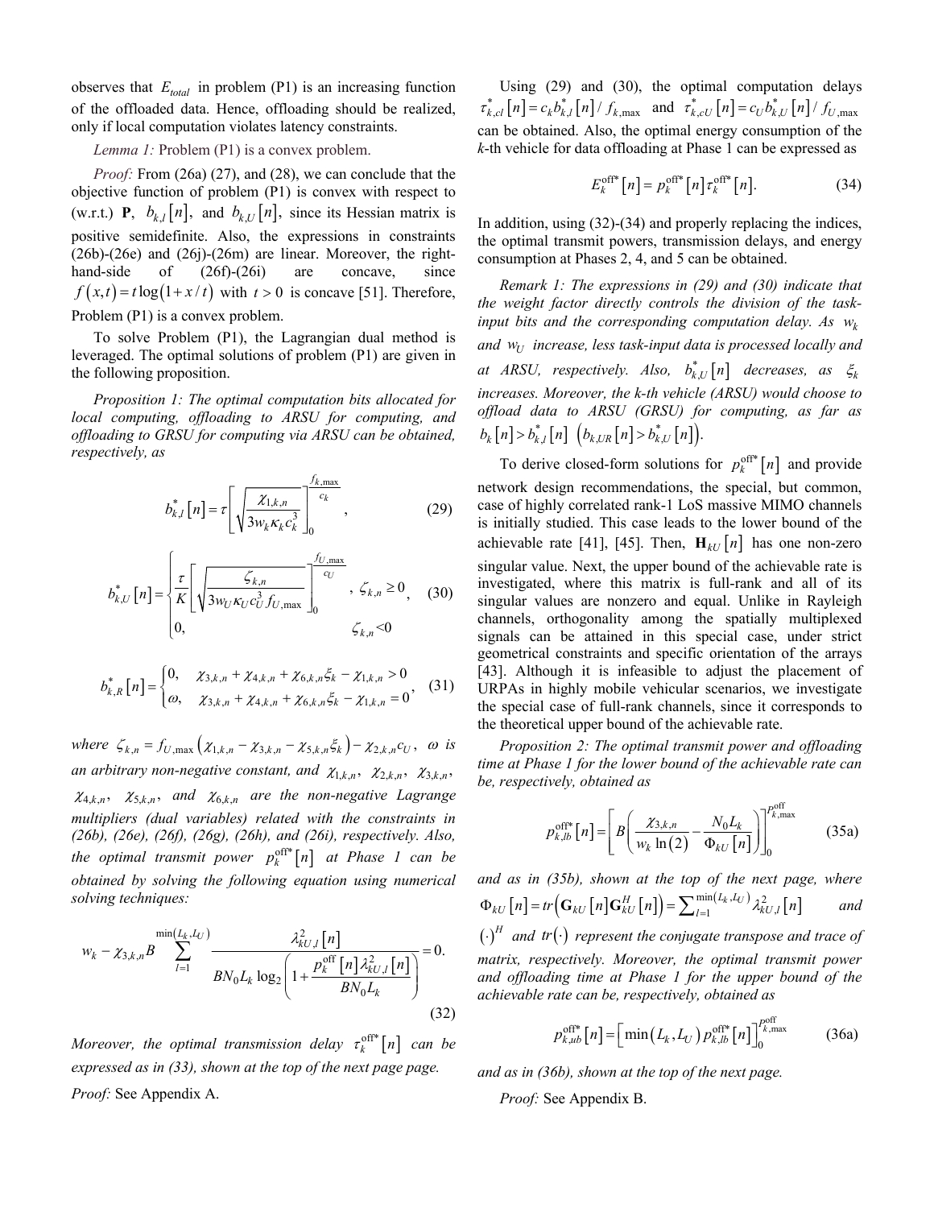observes that $E_{total}$ in problem (P1) is an increasing function of the offloaded data. Hence, offloading should be realized, only if local computation violates latency constraints.

*Lemma 1:* Problem (P1) is a convex problem.

*Proof:* From (26a) (27), and (28), we can conclude that the objective function of problem (P1) is convex with respect to (w.r.t.) $\mathbf{P}$, $b_{k,l}[n]$, and $b_{k,U}[n]$, since its Hessian matrix is positive semidefinite. Also, the expressions in constraints (26b)-(26e) and (26j)-(26m) are linear. Moreover, the right-hand-side of (26f)-(26i) are concave, since $f(x,t) = t\log(1 + x/t)$ with $t > 0$ is concave [51]. Therefore, Problem (P1) is a convex problem.

To solve Problem (P1), the Lagrangian dual method is leveraged. The optimal solutions of problem (P1) are given in the following proposition.

*Proposition 1: The optimal computation bits allocated for local computing, offloading to ARSU for computing, and offloading to GRSU for computing via ARSU can be obtained, respectively, as*

$$b_{k,l}^*[n] = \tau\left[\sqrt{\frac{\chi_{1,k,n}}{3w_k\kappa_k c_k^3}}\right]_0^{\frac{f_{k,\max}}{c_k}}, \tag{29}$$

$$b_{k,U}^*[n] = \begin{cases} \dfrac{\tau}{K}\left[\sqrt{\dfrac{\zeta_{k,n}}{3w_U\kappa_U c_U^3 f_{U,\max}}}\right]_0^{\frac{f_{U,\max}}{c_U}}, & \zeta_{k,n} \geq 0 \\ 0, & \zeta_{k,n} < 0 \end{cases}, \tag{30}$$

$$b_{k,R}^*[n] = \begin{cases} 0, & \chi_{3,k,n} + \chi_{4,k,n} + \chi_{6,k,n}\xi_k - \chi_{1,k,n} > 0 \\ \omega, & \chi_{3,k,n} + \chi_{4,k,n} + \chi_{6,k,n}\xi_k - \chi_{1,k,n} = 0 \end{cases}, \tag{31}$$

*where* $\zeta_{k,n} = f_{U,\max}\left(\chi_{1,k,n} - \chi_{3,k,n} - \chi_{5,k,n}\xi_k\right) - \chi_{2,k,n}c_U$, $\omega$ *is an arbitrary non-negative constant, and* $\chi_{1,k,n}$, $\chi_{2,k,n}$, $\chi_{3,k,n}$, $\chi_{4,k,n}$, $\chi_{5,k,n}$, *and* $\chi_{6,k,n}$ *are the non-negative Lagrange multipliers (dual variables) related with the constraints in (26b), (26e), (26f), (26g), (26h), and (26i), respectively. Also, the optimal transmit power* $p_k^{\text{off}*}[n]$ *at Phase 1 can be obtained by solving the following equation using numerical solving techniques:*

$$w_k - \chi_{3,k,n}B\sum_{l=1}^{\min(L_k,L_U)}\frac{\lambda_{kU,l}^2[n]}{BN_0L_k\log_2\left(1 + \dfrac{p_k^{\text{off}}[n]\lambda_{kU,l}^2[n]}{BN_0L_k}\right)} = 0. \tag{32}$$

*Moreover, the optimal transmission delay* $\tau_k^{\text{off}*}[n]$ *can be expressed as in (33), shown at the top of the next page page.*

*Proof:* See Appendix A.

Using (29) and (30), the optimal computation delays $\tau_{k,cl}^*[n] = c_k b_{k,l}^*[n]/f_{k,\max}$ and $\tau_{k,cU}^*[n] = c_U b_{k,U}^*[n]/f_{U,\max}$ can be obtained. Also, the optimal energy consumption of the $k$-th vehicle for data offloading at Phase 1 can be expressed as

$$E_k^{\text{off}*}[n] = p_k^{\text{off}*}[n]\tau_k^{\text{off}*}[n]. \tag{34}$$

In addition, using (32)-(34) and properly replacing the indices, the optimal transmit powers, transmission delays, and energy consumption at Phases 2, 4, and 5 can be obtained.

*Remark 1: The expressions in (29) and (30) indicate that the weight factor directly controls the division of the task-input bits and the corresponding computation delay. As* $w_k$ *and* $w_U$ *increase, less task-input data is processed locally and at ARSU, respectively. Also,* $b_{k,U}^*[n]$ *decreases, as* $\xi_k$ *increases. Moreover, the k-th vehicle (ARSU) would choose to offload data to ARSU (GRSU) for computing, as far as* $b_k[n] > b_{k,l}^*[n]$ $\left(b_{k,UR}[n] > b_{k,U}^*[n]\right)$.

To derive closed-form solutions for $p_k^{\text{off}*}[n]$ and provide network design recommendations, the special, but common, case of highly correlated rank-1 LoS massive MIMO channels is initially studied. This case leads to the lower bound of the achievable rate [41], [45]. Then, $\mathbf{H}_{kU}[n]$ has one non-zero singular value. Next, the upper bound of the achievable rate is investigated, where this matrix is full-rank and all of its singular values are nonzero and equal. Unlike in Rayleigh channels, orthogonality among the spatially multiplexed signals can be attained in this special case, under strict geometrical constraints and specific orientation of the arrays [43]. Although it is infeasible to adjust the placement of URPAs in highly mobile vehicular scenarios, we investigate the special case of full-rank channels, since it corresponds to the theoretical upper bound of the achievable rate.

*Proposition 2: The optimal transmit power and offloading time at Phase 1 for the lower bound of the achievable rate can be, respectively, obtained as*

$$p_{k,lb}^{\text{off}*}[n] = \left[B\left(\frac{\chi_{3,k,n}}{w_k\ln(2)} - \frac{N_0L_k}{\Phi_{kU}[n]}\right)\right]_0^{P_{k,\max}^{\text{off}}} \tag{35a}$$

*and as in (35b), shown at the top of the next page, where* $\Phi_{kU}[n] = tr\left(\mathbf{G}_{kU}[n]\mathbf{G}_{kU}^H[n]\right) = \sum_{l=1}^{\min(L_k,L_U)}\lambda_{kU,l}^2[n]$ *and* $(\cdot)^H$ *and* $tr(\cdot)$ *represent the conjugate transpose and trace of matrix, respectively. Moreover, the optimal transmit power and offloading time at Phase 1 for the upper bound of the achievable rate can be, respectively, obtained as*

$$p_{k,ub}^{\text{off}*}[n] = \left[\min(L_k,L_U)\,p_{k,lb}^{\text{off}*}[n]\right]_0^{P_{k,\max}^{\text{off}}} \tag{36a}$$

*and as in (36b), shown at the top of the next page.*

*Proof:* See Appendix B.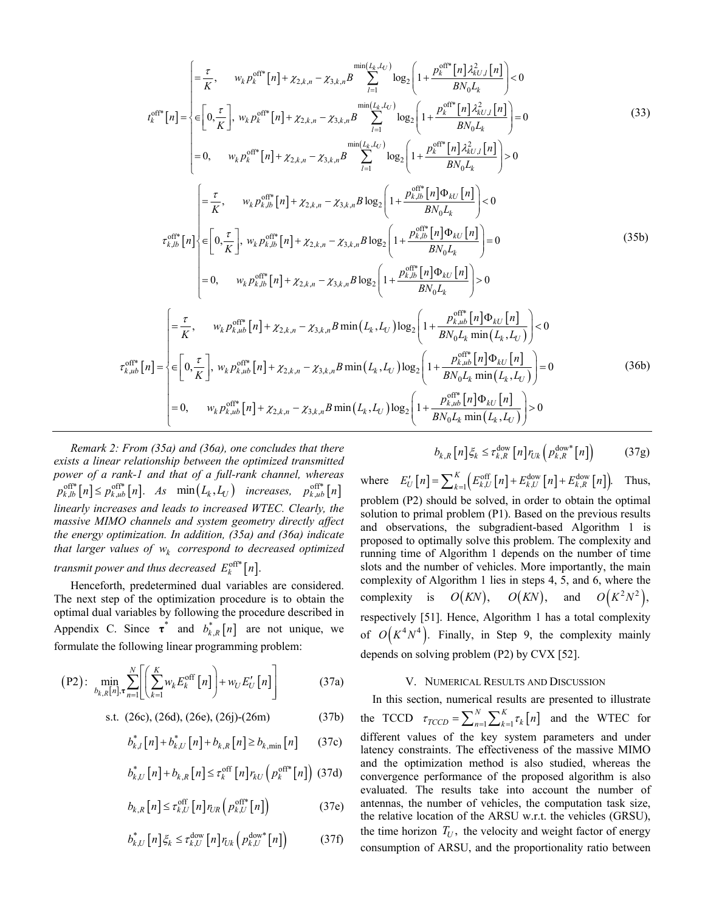$$
t_k^{\text{off}*}[n] = \begin{cases} = \dfrac{\tau}{K}, & w_k p_k^{\text{off}*}[n] + \chi_{2,k,n} - \chi_{3,k,n} B \displaystyle\sum_{l=1}^{\min(L_k,L_U)} \log_2\left(1 + \frac{p_k^{\text{off}*}[n]\lambda_{kU,l}^2[n]}{BN_0 L_k}\right) < 0 \\ \in \left[0, \dfrac{\tau}{K}\right], & w_k p_k^{\text{off}*}[n] + \chi_{2,k,n} - \chi_{3,k,n} B \displaystyle\sum_{l=1}^{\min(L_k,L_U)} \log_2\left(1 + \frac{p_k^{\text{off}*}[n]\lambda_{kU,l}^2[n]}{BN_0 L_k}\right) = 0 \\ = 0, & w_k p_k^{\text{off}*}[n] + \chi_{2,k,n} - \chi_{3,k,n} B \displaystyle\sum_{l=1}^{\min(L_k,L_U)} \log_2\left(1 + \frac{p_k^{\text{off}*}[n]\lambda_{kU,l}^2[n]}{BN_0 L_k}\right) > 0 \end{cases} \tag{33}
$$

$$
\tau_{k,lb}^{\text{off}*}[n] \begin{cases} = \dfrac{\tau}{K}, & w_k p_{k,lb}^{\text{off}*}[n] + \chi_{2,k,n} - \chi_{3,k,n} B \log_2\left(1 + \dfrac{p_{k,lb}^{\text{off}*}[n]\Phi_{kU}[n]}{BN_0 L_k}\right) < 0 \\ \in \left[0, \dfrac{\tau}{K}\right], & w_k p_{k,lb}^{\text{off}*}[n] + \chi_{2,k,n} - \chi_{3,k,n} B \log_2\left(1 + \dfrac{p_{k,lb}^{\text{off}*}[n]\Phi_{kU}[n]}{BN_0 L_k}\right) = 0 \\ = 0, & w_k p_{k,lb}^{\text{off}*}[n] + \chi_{2,k,n} - \chi_{3,k,n} B \log_2\left(1 + \dfrac{p_{k,lb}^{\text{off}*}[n]\Phi_{kU}[n]}{BN_0 L_k}\right) > 0 \end{cases} \tag{35b}
$$

$$
\tau_{k,ub}^{\text{off}*}[n] = \begin{cases} = \dfrac{\tau}{K}, & w_k p_{k,ub}^{\text{off}*}[n] + \chi_{2,k,n} - \chi_{3,k,n} B \min(L_k,L_U) \log_2\left(1 + \dfrac{p_{k,ub}^{\text{off}*}[n]\Phi_{kU}[n]}{BN_0 L_k \min(L_k,L_U)}\right) < 0 \\ \in \left[0, \dfrac{\tau}{K}\right], & w_k p_{k,ub}^{\text{off}*}[n] + \chi_{2,k,n} - \chi_{3,k,n} B \min(L_k,L_U) \log_2\left(1 + \dfrac{p_{k,ub}^{\text{off}*}[n]\Phi_{kU}[n]}{BN_0 L_k \min(L_k,L_U)}\right) = 0 \\ = 0, & w_k p_{k,ub}^{\text{off}*}[n] + \chi_{2,k,n} - \chi_{3,k,n} B \min(L_k,L_U) \log_2\left(1 + \dfrac{p_{k,ub}^{\text{off}*}[n]\Phi_{kU}[n]}{BN_0 L_k \min(L_k,L_U)}\right) > 0 \end{cases} \tag{36b}
$$

*Remark 2: From (35a) and (36a), one concludes that there exists a linear relationship between the optimized transmitted power of a rank-1 and that of a full-rank channel, whereas $p_{k,lb}^{\text{off}*}[n] \le p_{k,ub}^{\text{off}*}[n]$. As $\min(L_k, L_U)$ increases, $p_{k,ub}^{\text{off}*}[n]$ linearly increases and leads to increased WTEC. Clearly, the massive MIMO channels and system geometry directly affect the energy optimization. In addition, (35a) and (36a) indicate that larger values of $w_k$ correspond to decreased optimized transmit power and thus decreased $E_k^{\text{off}*}[n]$.*

Henceforth, predetermined dual variables are considered. The next step of the optimization procedure is to obtain the optimal dual variables by following the procedure described in Appendix C. Since $\boldsymbol{\tau}^*$ and $b_{k,R}^*[n]$ are not unique, we formulate the following linear programming problem:

$$
(\text{P2}): \min_{b_{k,R}[n], \boldsymbol{\tau}} \sum_{n=1}^{N} \left[ \left( \sum_{k=1}^{K} w_k E_k^{\text{off}}[n] \right) + w_U E'_U[n] \right] \tag{37a}
$$

$$
\text{s.t. (26c), (26d), (26e), (26j)-(26m)} \tag{37b}
$$

$$
b_{k,l}^*[n] + b_{k,U}^*[n] + b_{k,R}[n] \ge b_{k,\min}[n] \tag{37c}
$$

$$
b_{k,U}^*[n] + b_{k,R}[n] \le \tau_k^{\text{off}}[n] r_{kU}\left(p_k^{\text{off}*}[n]\right) \tag{37d}
$$

$$
b_{k,R}[n] \le \tau_{k,U}^{\text{off}}[n] r_{UR}\left(p_{k,U}^{\text{off}*}[n]\right) \tag{37e}
$$

$$
b_{k,U}^*[n] \xi_k \le \tau_{k,U}^{\text{dow}}[n] r_{Uk}\left(p_{k,U}^{\text{dow}*}[n]\right) \tag{37f}
$$

$$
b_{k,R}[n] \xi_k \le \tau_{k,R}^{\text{dow}}[n] r_{Uk}\left(p_{k,R}^{\text{dow}*}[n]\right) \tag{37g}
$$

where $E'_U[n] = \sum_{k=1}^{K}\left(E_{k,U}^{\text{off}}[n] + E_{k,U}^{\text{dow}}[n] + E_{k,R}^{\text{dow}}[n]\right)$. Thus, problem (P2) should be solved, in order to obtain the optimal solution to primal problem (P1). Based on the previous results and observations, the subgradient-based Algorithm 1 is proposed to optimally solve this problem. The complexity and running time of Algorithm 1 depends on the number of time slots and the number of vehicles. More importantly, the main complexity of Algorithm 1 lies in steps 4, 5, and 6, where the complexity is $O(KN)$, $O(KN)$, and $O(K^2N^2)$, respectively [51]. Hence, Algorithm 1 has a total complexity of $O(K^4N^4)$. Finally, in Step 9, the complexity mainly depends on solving problem (P2) by CVX [52].

## V. Numerical Results and Discussion

In this section, numerical results are presented to illustrate the TCCD $\tau_{TCCD} = \sum_{n=1}^{N}\sum_{k=1}^{K}\tau_k[n]$ and the WTEC for different values of the key system parameters and under latency constraints. The effectiveness of the massive MIMO and the optimization method is also studied, whereas the convergence performance of the proposed algorithm is also evaluated. The results take into account the number of antennas, the number of vehicles, the computation task size, the relative location of the ARSU w.r.t. the vehicles (GRSU), the time horizon $T_U$, the velocity and weight factor of energy consumption of ARSU, and the proportionality ratio between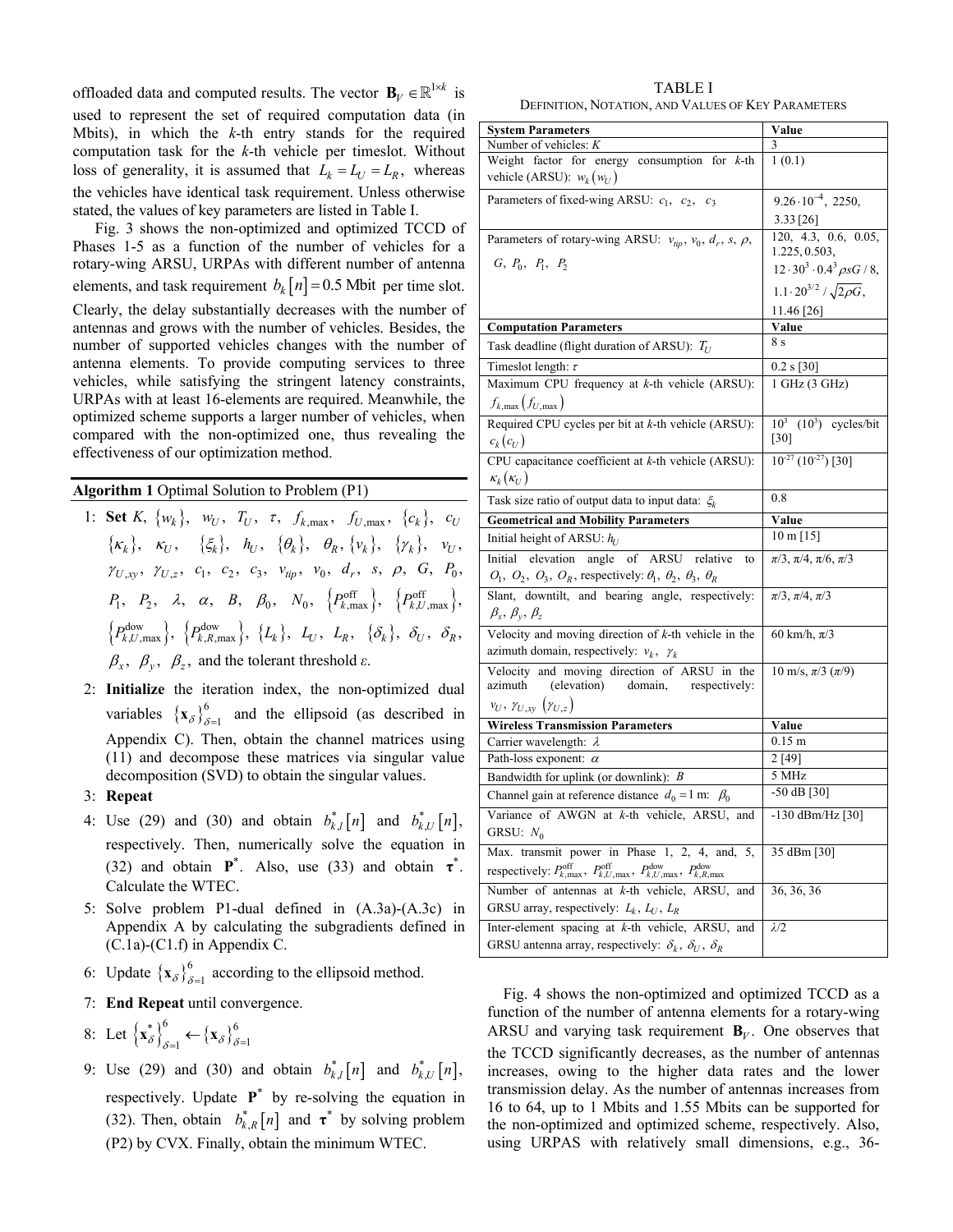offloaded data and computed results. The vector $\mathbf{B}_V \in \mathbb{R}^{1\times k}$ is used to represent the set of required computation data (in Mbits), in which the $k$-th entry stands for the required computation task for the $k$-th vehicle per timeslot. Without loss of generality, it is assumed that $L_k = L_U = L_R$, whereas the vehicles have identical task requirement. Unless otherwise stated, the values of key parameters are listed in Table I.

Fig. 3 shows the non-optimized and optimized TCCD of Phases 1-5 as a function of the number of vehicles for a rotary-wing ARSU, URPAs with different number of antenna elements, and task requirement $b_k[n] = 0.5$ Mbit per time slot. Clearly, the delay substantially decreases with the number of antennas and grows with the number of vehicles. Besides, the number of supported vehicles changes with the number of antenna elements. To provide computing services to three vehicles, while satisfying the stringent latency constraints, URPAs with at least 16-elements are required. Meanwhile, the optimized scheme supports a larger number of vehicles, when compared with the non-optimized one, thus revealing the effectiveness of our optimization method.

**Algorithm 1** Optimal Solution to Problem (P1)

1: **Set** $K$, $\{w_k\}$, $w_U$, $T_U$, $\tau$, $f_{k,\max}$, $f_{U,\max}$, $\{c_k\}$, $c_U$ $\{\kappa_k\}$, $\kappa_U$, $\{\xi_k\}$, $h_U$, $\{\theta_k\}$, $\theta_R$, $\{v_k\}$, $\{\gamma_k\}$, $v_U$, $\gamma_{U,xy}$, $\gamma_{U,z}$, $c_1$, $c_2$, $c_3$, $v_{tip}$, $v_0$, $d_r$, $s$, $\rho$, $G$, $P_0$, $P_1$, $P_2$, $\lambda$, $\alpha$, $B$, $\beta_0$, $N_0$, $\{P_{k,\max}^{\text{off}}\}$, $\{P_{k,U,\max}^{\text{off}}\}$, $\{P_{k,U,\max}^{\text{dow}}\}$, $\{P_{k,R,\max}^{\text{dow}}\}$, $\{L_k\}$, $L_U$, $L_R$, $\{\delta_k\}$, $\delta_U$, $\delta_R$, $\beta_x$, $\beta_y$, $\beta_z$, and the tolerant threshold $\varepsilon$.

2: **Initialize** the iteration index, the non-optimized dual variables $\{\mathbf{x}_\delta\}_{\delta=1}^{6}$ and the ellipsoid (as described in Appendix C). Then, obtain the channel matrices using (11) and decompose these matrices via singular value decomposition (SVD) to obtain the singular values.

3: **Repeat**

4: Use (29) and (30) and obtain $b_{k,l}^*[n]$ and $b_{k,U}^*[n]$, respectively. Then, numerically solve the equation in (32) and obtain $\mathbf{P}^*$. Also, use (33) and obtain $\boldsymbol{\tau}^*$. Calculate the WTEC.

5: Solve problem P1-dual defined in (A.3a)-(A.3c) in Appendix A by calculating the subgradients defined in (C.1a)-(C1.f) in Appendix C.

6: Update $\{\mathbf{x}_\delta\}_{\delta=1}^{6}$ according to the ellipsoid method.

7: **End Repeat** until convergence.

8: Let $\{\mathbf{x}_\delta^*\}_{\delta=1}^{6} \leftarrow \{\mathbf{x}_\delta\}_{\delta=1}^{6}$

9: Use (29) and (30) and obtain $b_{k,l}^*[n]$ and $b_{k,U}^*[n]$, respectively. Update $\mathbf{P}^*$ by re-solving the equation in (32). Then, obtain $b_{k,R}^*[n]$ and $\boldsymbol{\tau}^*$ by solving problem (P2) by CVX. Finally, obtain the minimum WTEC.

TABLE I
DEFINITION, NOTATION, AND VALUES OF KEY PARAMETERS

| **System Parameters** | **Value** |
|---|---|
| Number of vehicles: $K$ | 3 |
| Weight factor for energy consumption for $k$-th vehicle (ARSU): $w_k(w_U)$ | 1 (0.1) |
| Parameters of fixed-wing ARSU: $c_1$, $c_2$, $c_3$ | $9.26\cdot10^{-4}$, 2250, 3.33 [26] |
| Parameters of rotary-wing ARSU: $v_{tip}$, $v_0$, $d_r$, $s$, $\rho$, $G$, $P_0$, $P_1$, $P_2$ | 120, 4.3, 0.6, 0.05, 1.225, 0.503, $12\cdot30^3\cdot0.4^3\rho sG/8$, $1.1\cdot20^{3/2}/\sqrt{2\rho G}$, 11.46 [26] |
| **Computation Parameters** | **Value** |
| Task deadline (flight duration of ARSU): $T_U$ | 8 s |
| Timeslot length: $\tau$ | 0.2 s [30] |
| Maximum CPU frequency at $k$-th vehicle (ARSU): $f_{k,\max}(f_{U,\max})$ | 1 GHz (3 GHz) |
| Required CPU cycles per bit at $k$-th vehicle (ARSU): $c_k(c_U)$ | $10^3$ ($10^3$) cycles/bit [30] |
| CPU capacitance coefficient at $k$-th vehicle (ARSU): $\kappa_k(\kappa_U)$ | $10^{-27}$ ($10^{-27}$) [30] |
| Task size ratio of output data to input data: $\xi_k$ | 0.8 |
| **Geometrical and Mobility Parameters** | **Value** |
| Initial height of ARSU: $h_U$ | 10 m [15] |
| Initial elevation angle of ARSU relative to $O_1$, $O_2$, $O_3$, $O_R$, respectively: $\theta_1$, $\theta_2$, $\theta_3$, $\theta_R$ | $\pi/3$, $\pi/4$, $\pi/6$, $\pi/3$ |
| Slant, downtilt, and bearing angle, respectively: $\beta_x$, $\beta_y$, $\beta_z$ | $\pi/3$, $\pi/4$, $\pi/3$ |
| Velocity and moving direction of $k$-th vehicle in the azimuth domain, respectively: $v_k$, $\gamma_k$ | 60 km/h, $\pi/3$ |
| Velocity and moving direction of ARSU in the azimuth (elevation) domain, respectively: $v_U$, $\gamma_{U,xy}$ $(\gamma_{U,z})$ | 10 m/s, $\pi/3$ ($\pi/9$) |
| **Wireless Transmission Parameters** | **Value** |
| Carrier wavelength: $\lambda$ | 0.15 m |
| Path-loss exponent: $\alpha$ | 2 [49] |
| Bandwidth for uplink (or downlink): $B$ | 5 MHz |
| Channel gain at reference distance $d_0 = 1$ m: $\beta_0$ | -50 dB [30] |
| Variance of AWGN at $k$-th vehicle, ARSU, and GRSU: $N_0$ | -130 dBm/Hz [30] |
| Max. transmit power in Phase 1, 2, 4, and, 5, respectively: $P_{k,\max}^{\text{off}}$, $P_{k,U,\max}^{\text{off}}$, $P_{k,U,\max}^{\text{dow}}$, $P_{k,R,\max}^{\text{dow}}$ | 35 dBm [30] |
| Number of antennas at $k$-th vehicle, ARSU, and GRSU array, respectively: $L_k$, $L_U$, $L_R$ | 36, 36, 36 |
| Inter-element spacing at $k$-th vehicle, ARSU, and GRSU antenna array, respectively: $\delta_k$, $\delta_U$, $\delta_R$ | $\lambda/2$ |

Fig. 4 shows the non-optimized and optimized TCCD as a function of the number of antenna elements for a rotary-wing ARSU and varying task requirement $\mathbf{B}_V$. One observes that the TCCD significantly decreases, as the number of antennas increases, owing to the higher data rates and the lower transmission delay. As the number of antennas increases from 16 to 64, up to 1 Mbits and 1.55 Mbits can be supported for the non-optimized and optimized scheme, respectively. Also, using URPAS with relatively small dimensions, e.g., 36-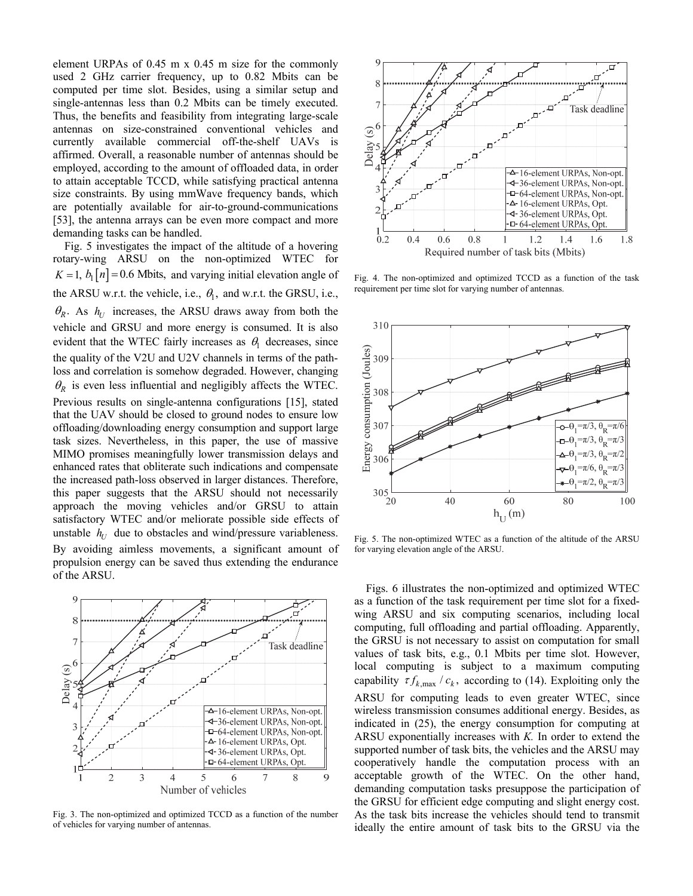element URPAs of 0.45 m x 0.45 m size for the commonly used 2 GHz carrier frequency, up to 0.82 Mbits can be computed per time slot. Besides, using a similar setup and single-antennas less than 0.2 Mbits can be timely executed. Thus, the benefits and feasibility from integrating large-scale antennas on size-constrained conventional vehicles and currently available commercial off-the-shelf UAVs is affirmed. Overall, a reasonable number of antennas should be employed, according to the amount of offloaded data, in order to attain acceptable TCCD, while satisfying practical antenna size constraints. By using mmWave frequency bands, which are potentially available for air-to-ground-communications [53], the antenna arrays can be even more compact and more demanding tasks can be handled.

Fig. 5 investigates the impact of the altitude of a hovering rotary-wing ARSU on the non-optimized WTEC for $K=1$, $b_1[n]=0.6$ Mbits, and varying initial elevation angle of the ARSU w.r.t. the vehicle, i.e., $\theta_1$, and w.r.t. the GRSU, i.e., $\theta_R$. As $h_U$ increases, the ARSU draws away from both the vehicle and GRSU and more energy is consumed. It is also evident that the WTEC fairly increases as $\theta_1$ decreases, since the quality of the V2U and U2V channels in terms of the path-loss and correlation is somehow degraded. However, changing $\theta_R$ is even less influential and negligibly affects the WTEC. Previous results on single-antenna configurations [15], stated that the UAV should be closed to ground nodes to ensure low offloading/downloading energy consumption and support large task sizes. Nevertheless, in this paper, the use of massive MIMO promises meaningfully lower transmission delays and enhanced rates that obliterate such indications and compensate the increased path-loss observed in larger distances. Therefore, this paper suggests that the ARSU should not necessarily approach the moving vehicles and/or GRSU to attain satisfactory WTEC and/or meliorate possible side effects of unstable $h_U$ due to obstacles and wind/pressure variableness. By avoiding aimless movements, a significant amount of propulsion energy can be saved thus extending the endurance of the ARSU.

Fig. 3. The non-optimized and optimized TCCD as a function of the number of vehicles for varying number of antennas.

Fig. 4. The non-optimized and optimized TCCD as a function of the task requirement per time slot for varying number of antennas.

Fig. 5. The non-optimized WTEC as a function of the altitude of the ARSU for varying elevation angle of the ARSU.

Figs. 6 illustrates the non-optimized and optimized WTEC as a function of the task requirement per time slot for a fixed-wing ARSU and six computing scenarios, including local computing, full offloading and partial offloading. Apparently, the GRSU is not necessary to assist on computation for small values of task bits, e.g., 0.1 Mbits per time slot. However, local computing is subject to a maximum computing capability $\tau f_{k,\max}/c_k$, according to (14). Exploiting only the ARSU for computing leads to even greater WTEC, since wireless transmission consumes additional energy. Besides, as indicated in (25), the energy consumption for computing at ARSU exponentially increases with $K$. In order to extend the supported number of task bits, the vehicles and the ARSU may cooperatively handle the computation process with an acceptable growth of the WTEC. On the other hand, demanding computation tasks presuppose the participation of the GRSU for efficient edge computing and slight energy cost. As the task bits increase the vehicles should tend to transmit ideally the entire amount of task bits to the GRSU via the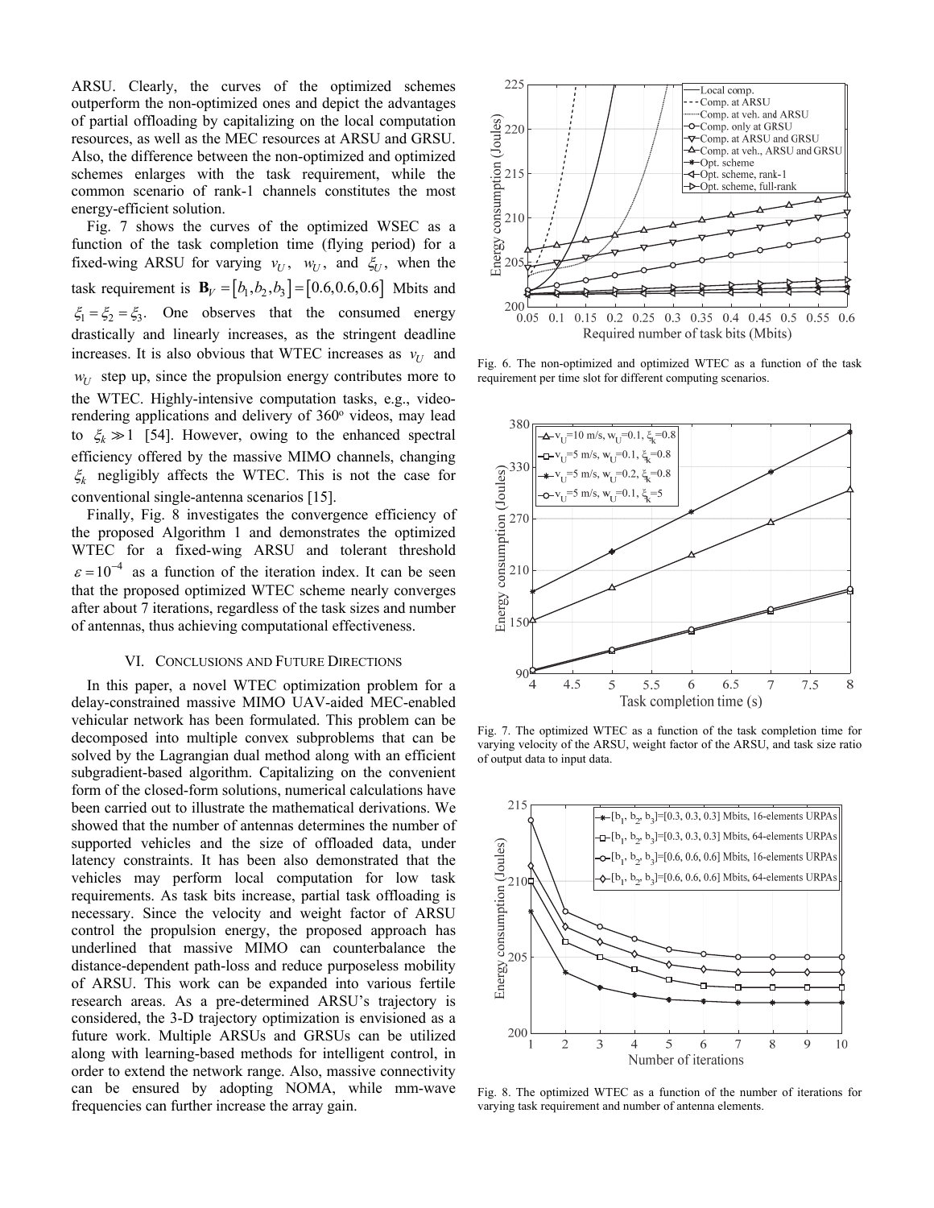ARSU. Clearly, the curves of the optimized schemes outperform the non-optimized ones and depict the advantages of partial offloading by capitalizing on the local computation resources, as well as the MEC resources at ARSU and GRSU. Also, the difference between the non-optimized and optimized schemes enlarges with the task requirement, while the common scenario of rank-1 channels constitutes the most energy-efficient solution.

Fig. 7 shows the curves of the optimized WSEC as a function of the task completion time (flying period) for a fixed-wing ARSU for varying $v_U$, $w_U$, and $\xi_U$, when the task requirement is $\mathbf{B}_V = [b_1, b_2, b_3] = [0.6, 0.6, 0.6]$ Mbits and $\xi_1 = \xi_2 = \xi_3$. One observes that the consumed energy drastically and linearly increases, as the stringent deadline increases. It is also obvious that WTEC increases as $v_U$ and $w_U$ step up, since the propulsion energy contributes more to the WTEC. Highly-intensive computation tasks, e.g., video-rendering applications and delivery of 360° videos, may lead to $\xi_k \gg 1$ [54]. However, owing to the enhanced spectral efficiency offered by the massive MIMO channels, changing $\xi_k$ negligibly affects the WTEC. This is not the case for conventional single-antenna scenarios [15].

Finally, Fig. 8 investigates the convergence efficiency of the proposed Algorithm 1 and demonstrates the optimized WTEC for a fixed-wing ARSU and tolerant threshold $\varepsilon = 10^{-4}$ as a function of the iteration index. It can be seen that the proposed optimized WTEC scheme nearly converges after about 7 iterations, regardless of the task sizes and number of antennas, thus achieving computational effectiveness.

## VI. Conclusions and Future Directions

In this paper, a novel WTEC optimization problem for a delay-constrained massive MIMO UAV-aided MEC-enabled vehicular network has been formulated. This problem can be decomposed into multiple convex subproblems that can be solved by the Lagrangian dual method along with an efficient subgradient-based algorithm. Capitalizing on the convenient form of the closed-form solutions, numerical calculations have been carried out to illustrate the mathematical derivations. We showed that the number of antennas determines the number of supported vehicles and the size of offloaded data, under latency constraints. It has been also demonstrated that the vehicles may perform local computation for low task requirements. As task bits increase, partial task offloading is necessary. Since the velocity and weight factor of ARSU control the propulsion energy, the proposed approach has underlined that massive MIMO can counterbalance the distance-dependent path-loss and reduce purposeless mobility of ARSU. This work can be expanded into various fertile research areas. As a pre-determined ARSU's trajectory is considered, the 3-D trajectory optimization is envisioned as a future work. Multiple ARSUs and GRSUs can be utilized along with learning-based methods for intelligent control, in order to extend the network range. Also, massive connectivity can be ensured by adopting NOMA, while mm-wave frequencies can further increase the array gain.

Fig. 6. The non-optimized and optimized WTEC as a function of the task requirement per time slot for different computing scenarios.

Fig. 7. The optimized WTEC as a function of the task completion time for varying velocity of the ARSU, weight factor of the ARSU, and task size ratio of output data to input data.

Fig. 8. The optimized WTEC as a function of the number of iterations for varying task requirement and number of antenna elements.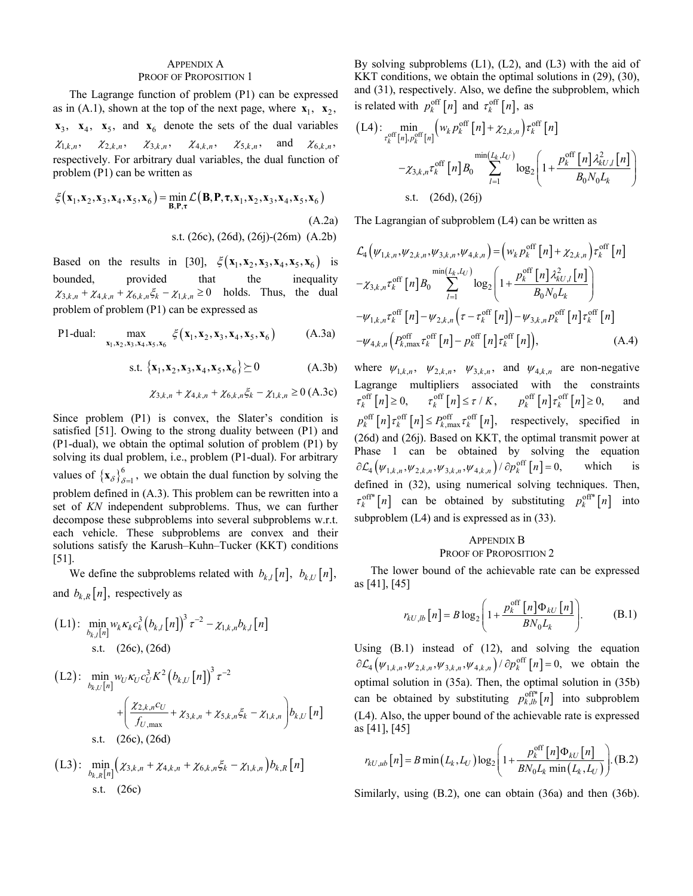## APPENDIX A
## PROOF OF PROPOSITION 1

The Lagrange function of problem (P1) can be expressed as in (A.1), shown at the top of the next page, where $\mathbf{x}_1$, $\mathbf{x}_2$, $\mathbf{x}_3$, $\mathbf{x}_4$, $\mathbf{x}_5$, and $\mathbf{x}_6$ denote the sets of the dual variables $\chi_{1,k,n}$, $\chi_{2,k,n}$, $\chi_{3,k,n}$, $\chi_{4,k,n}$, $\chi_{5,k,n}$, and $\chi_{6,k,n}$, respectively. For arbitrary dual variables, the dual function of problem (P1) can be written as

$$\xi(\mathbf{x}_1,\mathbf{x}_2,\mathbf{x}_3,\mathbf{x}_4,\mathbf{x}_5,\mathbf{x}_6)=\min_{\mathbf{B},\mathbf{P},\boldsymbol{\tau}} \mathcal{L}(\mathbf{B},\mathbf{P},\boldsymbol{\tau},\mathbf{x}_1,\mathbf{x}_2,\mathbf{x}_3,\mathbf{x}_4,\mathbf{x}_5,\mathbf{x}_6) \tag{A.2a}$$

$$\text{s.t. (26c), (26d), (26j)-(26m)} \tag{A.2b}$$

Based on the results in [30], $\xi(\mathbf{x}_1,\mathbf{x}_2,\mathbf{x}_3,\mathbf{x}_4,\mathbf{x}_5,\mathbf{x}_6)$ is bounded, provided that the inequality $\chi_{3,k,n}+\chi_{4,k,n}+\chi_{6,k,n}\xi_k-\chi_{1,k,n}\geq 0$ holds. Thus, the dual problem of problem (P1) can be expressed as

$$\text{P1-dual:} \quad \max_{\mathbf{x}_1,\mathbf{x}_2,\mathbf{x}_3,\mathbf{x}_4,\mathbf{x}_5,\mathbf{x}_6} \xi(\mathbf{x}_1,\mathbf{x}_2,\mathbf{x}_3,\mathbf{x}_4,\mathbf{x}_5,\mathbf{x}_6) \tag{A.3a}$$

$$\text{s.t. } \{\mathbf{x}_1,\mathbf{x}_2,\mathbf{x}_3,\mathbf{x}_4,\mathbf{x}_5,\mathbf{x}_6\}\succeq 0 \tag{A.3b}$$

$$\chi_{3,k,n}+\chi_{4,k,n}+\chi_{6,k,n}\xi_k-\chi_{1,k,n}\geq 0 \tag{A.3c}$$

Since problem (P1) is convex, the Slater's condition is satisfied [51]. Owing to the strong duality between (P1) and (P1-dual), we obtain the optimal solution of problem (P1) by solving its dual problem, i.e., problem (P1-dual). For arbitrary values of $\{\mathbf{x}_\delta\}_{\delta=1}^{6}$, we obtain the dual function by solving the problem defined in (A.3). This problem can be rewritten into a set of $KN$ independent subproblems. Thus, we can further decompose these subproblems into several subproblems w.r.t. each vehicle. These subproblems are convex and their solutions satisfy the Karush–Kuhn–Tucker (KKT) conditions [51].

We define the subproblems related with $b_{k,l}[n]$, $b_{k,U}[n]$, and $b_{k,R}[n]$, respectively as

$$\text{(L1)}: \min_{b_{k,l}[n]} w_k\kappa_k c_k^3 (b_{k,l}[n])^3 \tau^{-2} - \chi_{1,k,n} b_{k,l}[n]$$
$$\text{s.t.} \quad \text{(26c), (26d)}$$

$$\text{(L2)}: \min_{b_{k,U}[n]} w_U\kappa_U c_U^3 K^2 (b_{k,U}[n])^3 \tau^{-2} + \left(\frac{\chi_{2,k,n}c_U}{f_{U,\max}}+\chi_{3,k,n}+\chi_{5,k,n}\xi_k-\chi_{1,k,n}\right) b_{k,U}[n]$$
$$\text{s.t.} \quad \text{(26c), (26d)}$$

$$\text{(L3)}: \min_{b_{k,R}[n]} \left(\chi_{3,k,n}+\chi_{4,k,n}+\chi_{6,k,n}\xi_k-\chi_{1,k,n}\right) b_{k,R}[n]$$
$$\text{s.t.} \quad \text{(26c)}$$

By solving subproblems (L1), (L2), and (L3) with the aid of KKT conditions, we obtain the optimal solutions in (29), (30), and (31), respectively. Also, we define the subproblem, which is related with $p_k^{\text{off}}[n]$ and $\tau_k^{\text{off}}[n]$, as

$$\text{(L4)}: \min_{\tau_k^{\text{off}}[n],\, p_k^{\text{off}}[n]} \left(w_k p_k^{\text{off}}[n]+\chi_{2,k,n}\right)\tau_k^{\text{off}}[n] - \chi_{3,k,n}\tau_k^{\text{off}}[n] B_0 \sum_{l=1}^{\min(L_k,L_U)} \log_2\left(1+\frac{p_k^{\text{off}}[n]\lambda_{kU,l}^2[n]}{B_0N_0L_k}\right)$$
$$\text{s.t.} \quad \text{(26d), (26j)}$$

The Lagrangian of subproblem (L4) can be written as

$$\begin{aligned}\mathcal{L}_4(\psi_{1,k,n},\psi_{2,k,n},\psi_{3,k,n},\psi_{4,k,n}) &= \left(w_k p_k^{\text{off}}[n]+\chi_{2,k,n}\right)\tau_k^{\text{off}}[n] \\ &-\chi_{3,k,n}\tau_k^{\text{off}}[n] B_0 \sum_{l=1}^{\min(L_k,L_U)} \log_2\left(1+\frac{p_k^{\text{off}}[n]\lambda_{kU,l}^2[n]}{B_0N_0L_k}\right) \\ &-\psi_{1,k,n}\tau_k^{\text{off}}[n]-\psi_{2,k,n}\left(\tau-\tau_k^{\text{off}}[n]\right)-\psi_{3,k,n}p_k^{\text{off}}[n]\tau_k^{\text{off}}[n] \\ &-\psi_{4,k,n}\left(P_{k,\max}^{\text{off}}\tau_k^{\text{off}}[n]-p_k^{\text{off}}[n]\tau_k^{\text{off}}[n]\right),\end{aligned} \tag{A.4}$$

where $\psi_{1,k,n}$, $\psi_{2,k,n}$, $\psi_{3,k,n}$, and $\psi_{4,k,n}$ are non-negative Lagrange multipliers associated with the constraints $\tau_k^{\text{off}}[n]\geq 0$, $\tau_k^{\text{off}}[n]\leq \tau/K$, $p_k^{\text{off}}[n]\tau_k^{\text{off}}[n]\geq 0$, and $p_k^{\text{off}}[n]\tau_k^{\text{off}}[n]\leq P_{k,\max}^{\text{off}}\tau_k^{\text{off}}[n]$, respectively, specified in (26d) and (26j). Based on KKT, the optimal transmit power at Phase 1 can be obtained by solving the equation $\partial\mathcal{L}_4(\psi_{1,k,n},\psi_{2,k,n},\psi_{3,k,n},\psi_{4,k,n})/\partial p_k^{\text{off}}[n]=0$, which is defined in (32), using numerical solving techniques. Then, $\tau_k^{\text{off}*}[n]$ can be obtained by substituting $p_k^{\text{off}*}[n]$ into subproblem (L4) and is expressed as in (33).

## APPENDIX B
## PROOF OF PROPOSITION 2

The lower bound of the achievable rate can be expressed as [41], [45]

$$r_{kU,lb}[n]=B\log_2\left(1+\frac{p_k^{\text{off}}[n]\Phi_{kU}[n]}{BN_0L_k}\right). \tag{B.1}$$

Using (B.1) instead of (12), and solving the equation $\partial\mathcal{L}_4(\psi_{1,k,n},\psi_{2,k,n},\psi_{3,k,n},\psi_{4,k,n})/\partial p_k^{\text{off}}[n]=0$, we obtain the optimal solution in (35a). Then, the optimal solution in (35b) can be obtained by substituting $p_{k,lb}^{\text{off}*}[n]$ into subproblem (L4). Also, the upper bound of the achievable rate is expressed as [41], [45]

$$r_{kU,ub}[n]=B\min(L_k,L_U)\log_2\left(1+\frac{p_k^{\text{off}}[n]\Phi_{kU}[n]}{BN_0L_k\min(L_k,L_U)}\right). \tag{B.2}$$

Similarly, using (B.2), one can obtain (36a) and then (36b).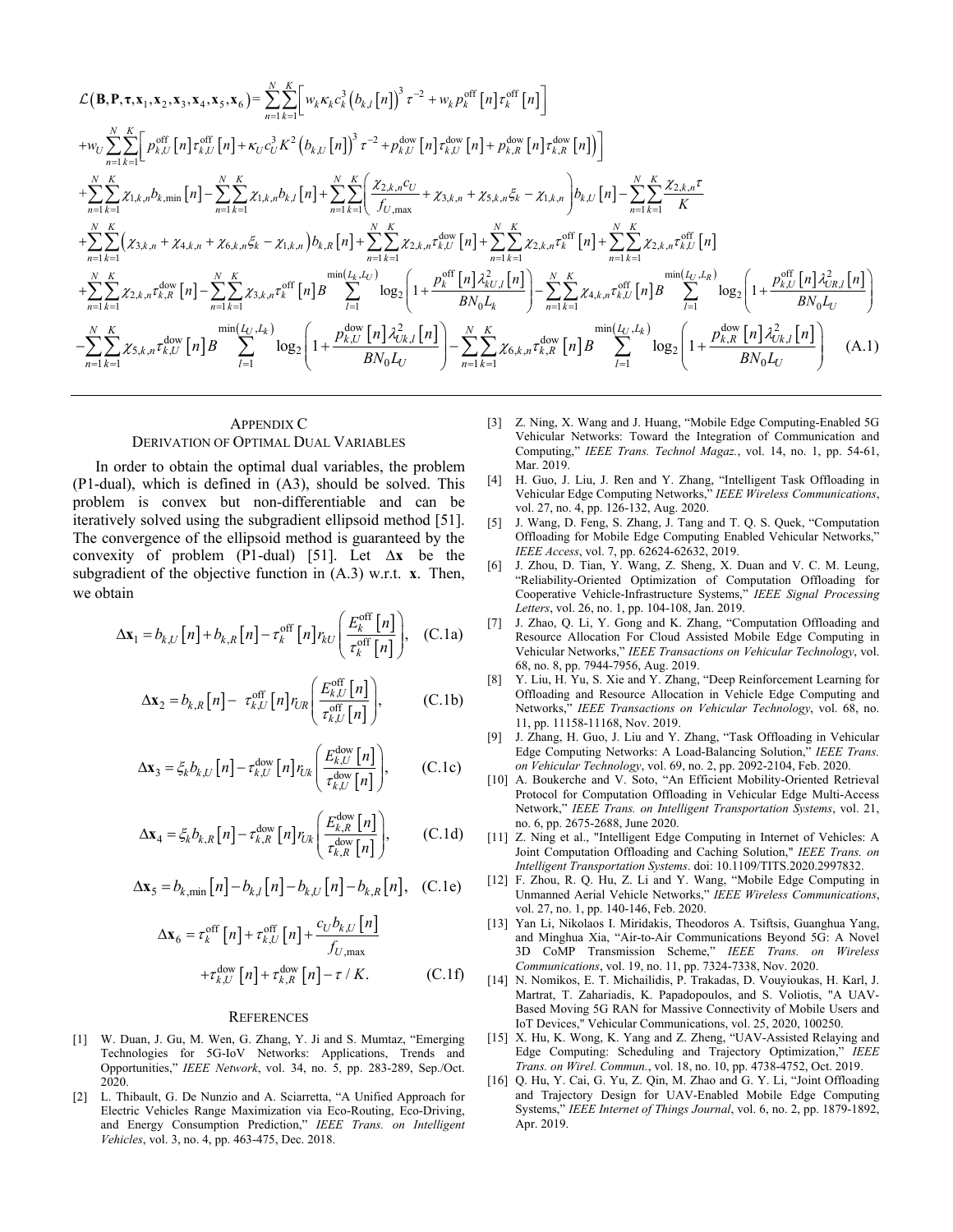$$
\begin{aligned}
&\mathcal{L}\left(\mathbf{B},\mathbf{P},\boldsymbol{\tau},\mathbf{x}_1,\mathbf{x}_2,\mathbf{x}_3,\mathbf{x}_4,\mathbf{x}_5,\mathbf{x}_6\right)=\sum_{n=1}^{N}\sum_{k=1}^{K}\left[w_k\kappa_k c_k^3\left(b_{k,l}\left[n\right]\right)^3\tau^{-2}+w_k p_k^{\text{off}}\left[n\right]\tau_k^{\text{off}}\left[n\right]\right]\\
&+w_U\sum_{n=1}^{N}\sum_{k=1}^{K}\left[p_{k,U}^{\text{off}}\left[n\right]\tau_{k,U}^{\text{off}}\left[n\right]+\kappa_U c_U^3 K^2\left(b_{k,U}\left[n\right]\right)^3\tau^{-2}+p_{k,U}^{\text{dow}}\left[n\right]\tau_{k,U}^{\text{dow}}\left[n\right]+p_{k,R}^{\text{dow}}\left[n\right]\tau_{k,R}^{\text{dow}}\left[n\right]\right)\Big]\\
&+\sum_{n=1}^{N}\sum_{k=1}^{K}\chi_{1,k,n}b_{k,\min}\left[n\right]-\sum_{n=1}^{N}\sum_{k=1}^{K}\chi_{1,k,n}b_{k,l}\left[n\right]+\sum_{n=1}^{N}\sum_{k=1}^{K}\left(\frac{\chi_{2,k,n}c_U}{f_{U,\max}}+\chi_{3,k,n}+\chi_{5,k,n}\xi_k-\chi_{1,k,n}\right)b_{k,U}\left[n\right]-\sum_{n=1}^{N}\sum_{k=1}^{K}\frac{\chi_{2,k,n}\tau}{K}\\
&+\sum_{n=1}^{N}\sum_{k=1}^{K}\left(\chi_{3,k,n}+\chi_{4,k,n}+\chi_{6,k,n}\xi_k-\chi_{1,k,n}\right)b_{k,R}\left[n\right]+\sum_{n=1}^{N}\sum_{k=1}^{K}\chi_{2,k,n}\tau_{k,U}^{\text{dow}}\left[n\right]+\sum_{n=1}^{N}\sum_{k=1}^{K}\chi_{2,k,n}\tau_k^{\text{off}}\left[n\right]+\sum_{n=1}^{N}\sum_{k=1}^{K}\chi_{2,k,n}\tau_{k,U}^{\text{off}}\left[n\right]\\
&+\sum_{n=1}^{N}\sum_{k=1}^{K}\chi_{2,k,n}\tau_{k,R}^{\text{dow}}\left[n\right]-\sum_{n=1}^{N}\sum_{k=1}^{K}\chi_{3,k,n}\tau_k^{\text{off}}\left[n\right]B\sum_{l=1}^{\min\left(L_k,L_U\right)}\log_2\left(1+\frac{p_k^{\text{off}}\left[n\right]\lambda_{kU,l}^2\left[n\right]}{BN_0L_k}\right)-\sum_{n=1}^{N}\sum_{k=1}^{K}\chi_{4,k,n}\tau_{k,U}^{\text{off}}\left[n\right]B\sum_{l=1}^{\min\left(L_U,L_R\right)}\log_2\left(1+\frac{p_{k,U}^{\text{off}}\left[n\right]\lambda_{UR,l}^2\left[n\right]}{BN_0L_U}\right)\\
&-\sum_{n=1}^{N}\sum_{k=1}^{K}\chi_{5,k,n}\tau_{k,U}^{\text{dow}}\left[n\right]B\sum_{l=1}^{\min\left(L_U,L_k\right)}\log_2\left(1+\frac{p_{k,U}^{\text{dow}}\left[n\right]\lambda_{Uk,l}^2\left[n\right]}{BN_0L_U}\right)-\sum_{n=1}^{N}\sum_{k=1}^{K}\chi_{6,k,n}\tau_{k,R}^{\text{dow}}\left[n\right]B\sum_{l=1}^{\min\left(L_U,L_k\right)}\log_2\left(1+\frac{p_{k,R}^{\text{dow}}\left[n\right]\lambda_{Uk,l}^2\left[n\right]}{BN_0L_U}\right)
\end{aligned}
\tag{A.1}
$$

## Appendix C
## Derivation of Optimal Dual Variables

In order to obtain the optimal dual variables, the problem (P1-dual), which is defined in (A3), should be solved. This problem is convex but non-differentiable and can be iteratively solved using the subgradient ellipsoid method [51]. The convergence of the ellipsoid method is guaranteed by the convexity of problem (P1-dual) [51]. Let $\Delta\mathbf{x}$ be the subgradient of the objective function in (A.3) w.r.t. $\mathbf{x}$. Then, we obtain

$$\Delta\mathbf{x}_1=b_{k,U}\left[n\right]+b_{k,R}\left[n\right]-\tau_k^{\text{off}}\left[n\right]r_{kU}\left(\frac{E_k^{\text{off}}\left[n\right]}{\tau_k^{\text{off}}\left[n\right]}\right),\quad\text{(C.1a)}$$

$$\Delta\mathbf{x}_2=b_{k,R}\left[n\right]-\tau_{k,U}^{\text{off}}\left[n\right]r_{UR}\left(\frac{E_{k,U}^{\text{off}}\left[n\right]}{\tau_{k,U}^{\text{off}}\left[n\right]}\right),\quad\text{(C.1b)}$$

$$\Delta\mathbf{x}_3=\xi_k b_{k,U}\left[n\right]-\tau_{k,U}^{\text{dow}}\left[n\right]r_{Uk}\left(\frac{E_{k,U}^{\text{dow}}\left[n\right]}{\tau_{k,U}^{\text{dow}}\left[n\right]}\right),\quad\text{(C.1c)}$$

$$\Delta\mathbf{x}_4=\xi_k b_{k,R}\left[n\right]-\tau_{k,R}^{\text{dow}}\left[n\right]r_{Uk}\left(\frac{E_{k,R}^{\text{dow}}\left[n\right]}{\tau_{k,R}^{\text{dow}}\left[n\right]}\right),\quad\text{(C.1d)}$$

$$\Delta\mathbf{x}_5=b_{k,\min}\left[n\right]-b_{k,l}\left[n\right]-b_{k,U}\left[n\right]-b_{k,R}\left[n\right],\quad\text{(C.1e)}$$

$$\begin{aligned}\Delta\mathbf{x}_6=\tau_k^{\text{off}}\left[n\right]+\tau_{k,U}^{\text{off}}\left[n\right]+\frac{c_U b_{k,U}\left[n\right]}{f_{U,\max}}\\+\tau_{k,U}^{\text{dow}}\left[n\right]+\tau_{k,R}^{\text{dow}}\left[n\right]-\tau/K.\end{aligned}\quad\text{(C.1f)}$$

## References

[1] W. Duan, J. Gu, M. Wen, G. Zhang, Y. Ji and S. Mumtaz, "Emerging Technologies for 5G-IoV Networks: Applications, Trends and Opportunities," *IEEE Network*, vol. 34, no. 5, pp. 283-289, Sep./Oct. 2020.

[2] L. Thibault, G. De Nunzio and A. Sciarretta, "A Unified Approach for Electric Vehicles Range Maximization via Eco-Routing, Eco-Driving, and Energy Consumption Prediction," *IEEE Trans. on Intelligent Vehicles*, vol. 3, no. 4, pp. 463-475, Dec. 2018.

[3] Z. Ning, X. Wang and J. Huang, "Mobile Edge Computing-Enabled 5G Vehicular Networks: Toward the Integration of Communication and Computing," *IEEE Trans. Technol Magaz.*, vol. 14, no. 1, pp. 54-61, Mar. 2019.

[4] H. Guo, J. Liu, J. Ren and Y. Zhang, "Intelligent Task Offloading in Vehicular Edge Computing Networks," *IEEE Wireless Communications*, vol. 27, no. 4, pp. 126-132, Aug. 2020.

[5] J. Wang, D. Feng, S. Zhang, J. Tang and T. Q. S. Quek, "Computation Offloading for Mobile Edge Computing Enabled Vehicular Networks," *IEEE Access*, vol. 7, pp. 62624-62632, 2019.

[6] J. Zhou, D. Tian, Y. Wang, Z. Sheng, X. Duan and V. C. M. Leung, "Reliability-Oriented Optimization of Computation Offloading for Cooperative Vehicle-Infrastructure Systems," *IEEE Signal Processing Letters*, vol. 26, no. 1, pp. 104-108, Jan. 2019.

[7] J. Zhao, Q. Li, Y. Gong and K. Zhang, "Computation Offloading and Resource Allocation For Cloud Assisted Mobile Edge Computing in Vehicular Networks," *IEEE Transactions on Vehicular Technology*, vol. 68, no. 8, pp. 7944-7956, Aug. 2019.

[8] Y. Liu, H. Yu, S. Xie and Y. Zhang, "Deep Reinforcement Learning for Offloading and Resource Allocation in Vehicle Edge Computing and Networks," *IEEE Transactions on Vehicular Technology*, vol. 68, no. 11, pp. 11158-11168, Nov. 2019.

[9] J. Zhang, H. Guo, J. Liu and Y. Zhang, "Task Offloading in Vehicular Edge Computing Networks: A Load-Balancing Solution," *IEEE Trans. on Vehicular Technology*, vol. 69, no. 2, pp. 2092-2104, Feb. 2020.

[10] A. Boukerche and V. Soto, "An Efficient Mobility-Oriented Retrieval Protocol for Computation Offloading in Vehicular Edge Multi-Access Network," *IEEE Trans. on Intelligent Transportation Systems*, vol. 21, no. 6, pp. 2675-2688, June 2020.

[11] Z. Ning et al., "Intelligent Edge Computing in Internet of Vehicles: A Joint Computation Offloading and Caching Solution," *IEEE Trans. on Intelligent Transportation Systems*. doi: 10.1109/TITS.2020.2997832.

[12] F. Zhou, R. Q. Hu, Z. Li and Y. Wang, "Mobile Edge Computing in Unmanned Aerial Vehicle Networks," *IEEE Wireless Communications*, vol. 27, no. 1, pp. 140-146, Feb. 2020.

[13] Yan Li, Nikolaos I. Miridakis, Theodoros A. Tsiftsis, Guanghua Yang, and Minghua Xia, "Air-to-Air Communications Beyond 5G: A Novel 3D CoMP Transmission Scheme," *IEEE Trans. on Wireless Communications*, vol. 19, no. 11, pp. 7324-7338, Nov. 2020.

[14] N. Nomikos, E. T. Michailidis, P. Trakadas, D. Vouyioukas, H. Karl, J. Martrat, T. Zahariadis, K. Papadopoulos, and S. Voliotis, "A UAV-Based Moving 5G RAN for Massive Connectivity of Mobile Users and IoT Devices," Vehicular Communications, vol. 25, 2020, 100250.

[15] X. Hu, K. Wong, K. Yang and Z. Zheng, "UAV-Assisted Relaying and Edge Computing: Scheduling and Trajectory Optimization," *IEEE Trans. on Wirel. Commun.*, vol. 18, no. 10, pp. 4738-4752, Oct. 2019.

[16] Q. Hu, Y. Cai, G. Yu, Z. Qin, M. Zhao and G. Y. Li, "Joint Offloading and Trajectory Design for UAV-Enabled Mobile Edge Computing Systems," *IEEE Internet of Things Journal*, vol. 6, no. 2, pp. 1879-1892, Apr. 2019.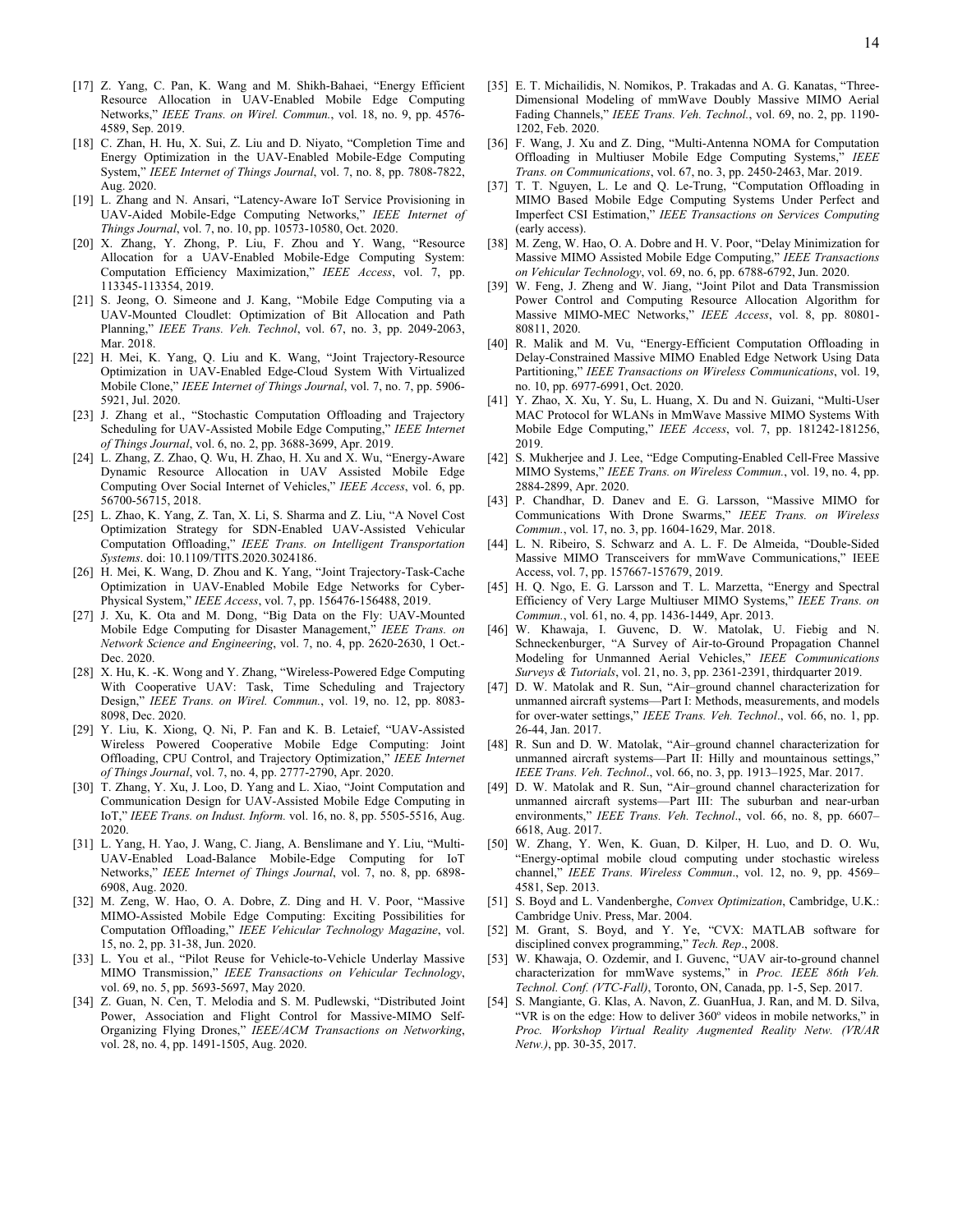[17] Z. Yang, C. Pan, K. Wang and M. Shikh-Bahaei, "Energy Efficient Resource Allocation in UAV-Enabled Mobile Edge Computing Networks," *IEEE Trans. on Wirel. Commun.*, vol. 18, no. 9, pp. 4576-4589, Sep. 2019.

[18] C. Zhan, H. Hu, X. Sui, Z. Liu and D. Niyato, "Completion Time and Energy Optimization in the UAV-Enabled Mobile-Edge Computing System," *IEEE Internet of Things Journal*, vol. 7, no. 8, pp. 7808-7822, Aug. 2020.

[19] L. Zhang and N. Ansari, "Latency-Aware IoT Service Provisioning in UAV-Aided Mobile-Edge Computing Networks," *IEEE Internet of Things Journal*, vol. 7, no. 10, pp. 10573-10580, Oct. 2020.

[20] X. Zhang, Y. Zhong, P. Liu, F. Zhou and Y. Wang, "Resource Allocation for a UAV-Enabled Mobile-Edge Computing System: Computation Efficiency Maximization," *IEEE Access*, vol. 7, pp. 113345-113354, 2019.

[21] S. Jeong, O. Simeone and J. Kang, "Mobile Edge Computing via a UAV-Mounted Cloudlet: Optimization of Bit Allocation and Path Planning," *IEEE Trans. Veh. Technol*, vol. 67, no. 3, pp. 2049-2063, Mar. 2018.

[22] H. Mei, K. Yang, Q. Liu and K. Wang, "Joint Trajectory-Resource Optimization in UAV-Enabled Edge-Cloud System With Virtualized Mobile Clone," *IEEE Internet of Things Journal*, vol. 7, no. 7, pp. 5906-5921, Jul. 2020.

[23] J. Zhang et al., "Stochastic Computation Offloading and Trajectory Scheduling for UAV-Assisted Mobile Edge Computing," *IEEE Internet of Things Journal*, vol. 6, no. 2, pp. 3688-3699, Apr. 2019.

[24] L. Zhang, Z. Zhao, Q. Wu, H. Zhao, H. Xu and X. Wu, "Energy-Aware Dynamic Resource Allocation in UAV Assisted Mobile Edge Computing Over Social Internet of Vehicles," *IEEE Access*, vol. 6, pp. 56700-56715, 2018.

[25] L. Zhao, K. Yang, Z. Tan, X. Li, S. Sharma and Z. Liu, "A Novel Cost Optimization Strategy for SDN-Enabled UAV-Assisted Vehicular Computation Offloading," *IEEE Trans. on Intelligent Transportation Systems*. doi: 10.1109/TITS.2020.3024186.

[26] H. Mei, K. Wang, D. Zhou and K. Yang, "Joint Trajectory-Task-Cache Optimization in UAV-Enabled Mobile Edge Networks for Cyber-Physical System," *IEEE Access*, vol. 7, pp. 156476-156488, 2019.

[27] J. Xu, K. Ota and M. Dong, "Big Data on the Fly: UAV-Mounted Mobile Edge Computing for Disaster Management," *IEEE Trans. on Network Science and Engineering*, vol. 7, no. 4, pp. 2620-2630, 1 Oct.-Dec. 2020.

[28] X. Hu, K. -K. Wong and Y. Zhang, "Wireless-Powered Edge Computing With Cooperative UAV: Task, Time Scheduling and Trajectory Design," *IEEE Trans. on Wirel. Commun.*, vol. 19, no. 12, pp. 8083-8098, Dec. 2020.

[29] Y. Liu, K. Xiong, Q. Ni, P. Fan and K. B. Letaief, "UAV-Assisted Wireless Powered Cooperative Mobile Edge Computing: Joint Offloading, CPU Control, and Trajectory Optimization," *IEEE Internet of Things Journal*, vol. 7, no. 4, pp. 2777-2790, Apr. 2020.

[30] T. Zhang, Y. Xu, J. Loo, D. Yang and L. Xiao, "Joint Computation and Communication Design for UAV-Assisted Mobile Edge Computing in IoT," *IEEE Trans. on Indust. Inform.* vol. 16, no. 8, pp. 5505-5516, Aug. 2020.

[31] L. Yang, H. Yao, J. Wang, C. Jiang, A. Benslimane and Y. Liu, "Multi-UAV-Enabled Load-Balance Mobile-Edge Computing for IoT Networks," *IEEE Internet of Things Journal*, vol. 7, no. 8, pp. 6898-6908, Aug. 2020.

[32] M. Zeng, W. Hao, O. A. Dobre, Z. Ding and H. V. Poor, "Massive MIMO-Assisted Mobile Edge Computing: Exciting Possibilities for Computation Offloading," *IEEE Vehicular Technology Magazine*, vol. 15, no. 2, pp. 31-38, Jun. 2020.

[33] L. You et al., "Pilot Reuse for Vehicle-to-Vehicle Underlay Massive MIMO Transmission," *IEEE Transactions on Vehicular Technology*, vol. 69, no. 5, pp. 5693-5697, May 2020.

[34] Z. Guan, N. Cen, T. Melodia and S. M. Pudlewski, "Distributed Joint Power, Association and Flight Control for Massive-MIMO Self-Organizing Flying Drones," *IEEE/ACM Transactions on Networking*, vol. 28, no. 4, pp. 1491-1505, Aug. 2020.

[35] E. T. Michailidis, N. Nomikos, P. Trakadas and A. G. Kanatas, "Three-Dimensional Modeling of mmWave Doubly Massive MIMO Aerial Fading Channels," *IEEE Trans. Veh. Technol.*, vol. 69, no. 2, pp. 1190-1202, Feb. 2020.

[36] F. Wang, J. Xu and Z. Ding, "Multi-Antenna NOMA for Computation Offloading in Multiuser Mobile Edge Computing Systems," *IEEE Trans. on Communications*, vol. 67, no. 3, pp. 2450-2463, Mar. 2019.

[37] T. T. Nguyen, L. Le and Q. Le-Trung, "Computation Offloading in MIMO Based Mobile Edge Computing Systems Under Perfect and Imperfect CSI Estimation," *IEEE Transactions on Services Computing* (early access).

[38] M. Zeng, W. Hao, O. A. Dobre and H. V. Poor, "Delay Minimization for Massive MIMO Assisted Mobile Edge Computing," *IEEE Transactions on Vehicular Technology*, vol. 69, no. 6, pp. 6788-6792, Jun. 2020.

[39] W. Feng, J. Zheng and W. Jiang, "Joint Pilot and Data Transmission Power Control and Computing Resource Allocation Algorithm for Massive MIMO-MEC Networks," *IEEE Access*, vol. 8, pp. 80801-80811, 2020.

[40] R. Malik and M. Vu, "Energy-Efficient Computation Offloading in Delay-Constrained Massive MIMO Enabled Edge Network Using Data Partitioning," *IEEE Transactions on Wireless Communications*, vol. 19, no. 10, pp. 6977-6991, Oct. 2020.

[41] Y. Zhao, X. Xu, Y. Su, L. Huang, X. Du and N. Guizani, "Multi-User MAC Protocol for WLANs in MmWave Massive MIMO Systems With Mobile Edge Computing," *IEEE Access*, vol. 7, pp. 181242-181256, 2019.

[42] S. Mukherjee and J. Lee, "Edge Computing-Enabled Cell-Free Massive MIMO Systems," *IEEE Trans. on Wireless Commun.*, vol. 19, no. 4, pp. 2884-2899, Apr. 2020.

[43] P. Chandhar, D. Danev and E. G. Larsson, "Massive MIMO for Communications With Drone Swarms," *IEEE Trans. on Wireless Commun.*, vol. 17, no. 3, pp. 1604-1629, Mar. 2018.

[44] L. N. Ribeiro, S. Schwarz and A. L. F. De Almeida, "Double-Sided Massive MIMO Transceivers for mmWave Communications," IEEE Access, vol. 7, pp. 157667-157679, 2019.

[45] H. Q. Ngo, E. G. Larsson and T. L. Marzetta, "Energy and Spectral Efficiency of Very Large Multiuser MIMO Systems," *IEEE Trans. on Commun.*, vol. 61, no. 4, pp. 1436-1449, Apr. 2013.

[46] W. Khawaja, I. Guvenc, D. W. Matolak, U. Fiebig and N. Schneckenburger, "A Survey of Air-to-Ground Propagation Channel Modeling for Unmanned Aerial Vehicles," *IEEE Communications Surveys & Tutorials*, vol. 21, no. 3, pp. 2361-2391, thirdquarter 2019.

[47] D. W. Matolak and R. Sun, "Air–ground channel characterization for unmanned aircraft systems—Part I: Methods, measurements, and models for over-water settings," *IEEE Trans. Veh. Technol*., vol. 66, no. 1, pp. 26-44, Jan. 2017.

[48] R. Sun and D. W. Matolak, "Air–ground channel characterization for unmanned aircraft systems—Part II: Hilly and mountainous settings," *IEEE Trans. Veh. Technol*., vol. 66, no. 3, pp. 1913–1925, Mar. 2017.

[49] D. W. Matolak and R. Sun, "Air–ground channel characterization for unmanned aircraft systems—Part III: The suburban and near-urban environments," *IEEE Trans. Veh. Technol*., vol. 66, no. 8, pp. 6607–6618, Aug. 2017.

[50] W. Zhang, Y. Wen, K. Guan, D. Kilper, H. Luo, and D. O. Wu, "Energy-optimal mobile cloud computing under stochastic wireless channel," *IEEE Trans. Wireless Commun*., vol. 12, no. 9, pp. 4569–4581, Sep. 2013.

[51] S. Boyd and L. Vandenberghe, *Convex Optimization*, Cambridge, U.K.: Cambridge Univ. Press, Mar. 2004.

[52] M. Grant, S. Boyd, and Y. Ye, "CVX: MATLAB software for disciplined convex programming," *Tech. Rep*., 2008.

[53] W. Khawaja, O. Ozdemir, and I. Guvenc, "UAV air-to-ground channel characterization for mmWave systems," in *Proc. IEEE 86th Veh. Technol. Conf. (VTC-Fall)*, Toronto, ON, Canada, pp. 1-5, Sep. 2017.

[54] S. Mangiante, G. Klas, A. Navon, Z. GuanHua, J. Ran, and M. D. Silva, "VR is on the edge: How to deliver 360° videos in mobile networks," in *Proc. Workshop Virtual Reality Augmented Reality Netw. (VR/AR Netw.)*, pp. 30-35, 2017.